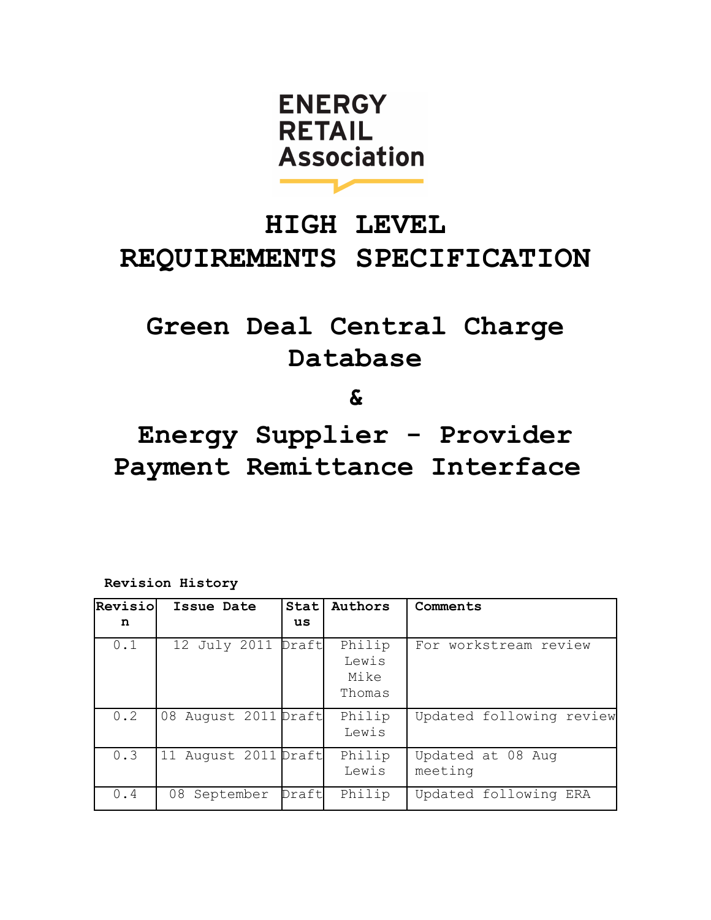ENERGY
RETAIL
Association

# HIGH LEVEL REQUIREMENTS SPECIFICATION

# Green Deal Central Charge Database

# &

# Energy Supplier - Provider Payment Remittance Interface

**Revision History**

| Revision | Issue Date | Status | Authors | Comments |
|---|---|---|---|---|
| 0.1 | 12 July 2011 | Draft | Philip Lewis<br>Mike Thomas | For workstream review |
| 0.2 | 08 August 2011 | Draft | Philip Lewis | Updated following review |
| 0.3 | 11 August 2011 | Draft | Philip Lewis | Updated at 08 Aug meeting |
| 0.4 | 08 September | Draft | Philip | Updated following ERA |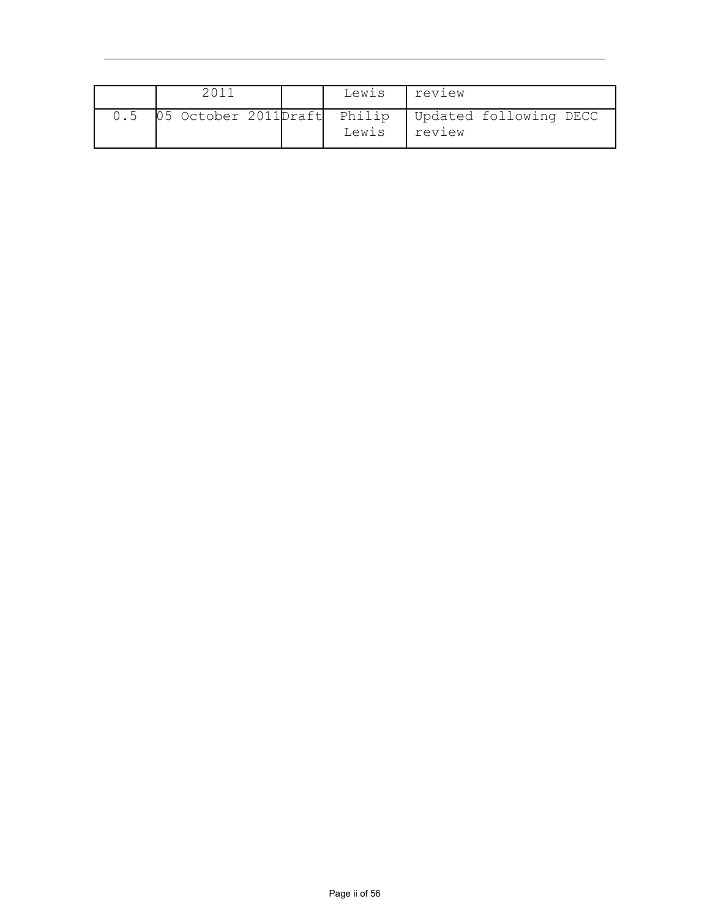|  | 2011 |  | Lewis | review |
|---|---|---|---|---|
| 0.5 | 05 October 2011 | Draft | Philip Lewis | Updated following DECC review |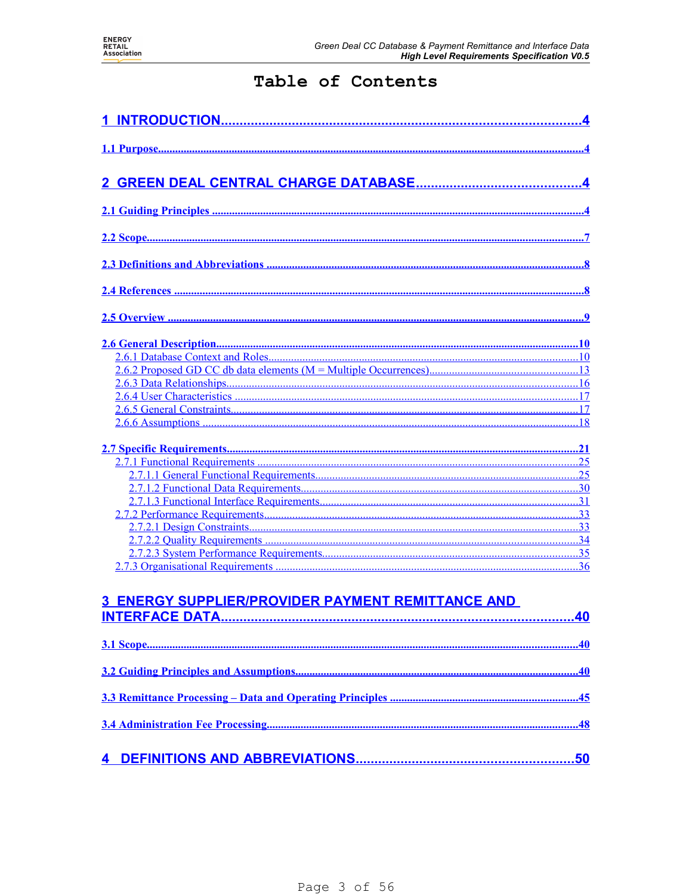# Table of Contents

1 INTRODUCTION....4

1.1 Purpose....4

2 GREEN DEAL CENTRAL CHARGE DATABASE....4

2.1 Guiding Principles....4

2.2 Scope....7

2.3 Definitions and Abbreviations....8

2.4 References....8

2.5 Overview....9

2.6 General Description....10
- 2.6.1 Database Context and Roles....10
- 2.6.2 Proposed GD CC db data elements (M = Multiple Occurrences)....13
- 2.6.3 Data Relationships....16
- 2.6.4 User Characteristics....17
- 2.6.5 General Constraints....17
- 2.6.6 Assumptions....18

2.7 Specific Requirements....21
- 2.7.1 Functional Requirements....25
  - 2.7.1.1 General Functional Requirements....25
  - 2.7.1.2 Functional Data Requirements....30
  - 2.7.1.3 Functional Interface Requirements....31
- 2.7.2 Performance Requirements....33
  - 2.7.2.1 Design Constraints....33
  - 2.7.2.2 Quality Requirements....34
  - 2.7.2.3 System Performance Requirements....35
- 2.7.3 Organisational Requirements....36

3 ENERGY SUPPLIER/PROVIDER PAYMENT REMITTANCE AND INTERFACE DATA....40

3.1 Scope....40

3.2 Guiding Principles and Assumptions....40

3.3 Remittance Processing – Data and Operating Principles....45

3.4 Administration Fee Processing....48

4 DEFINITIONS AND ABBREVIATIONS....50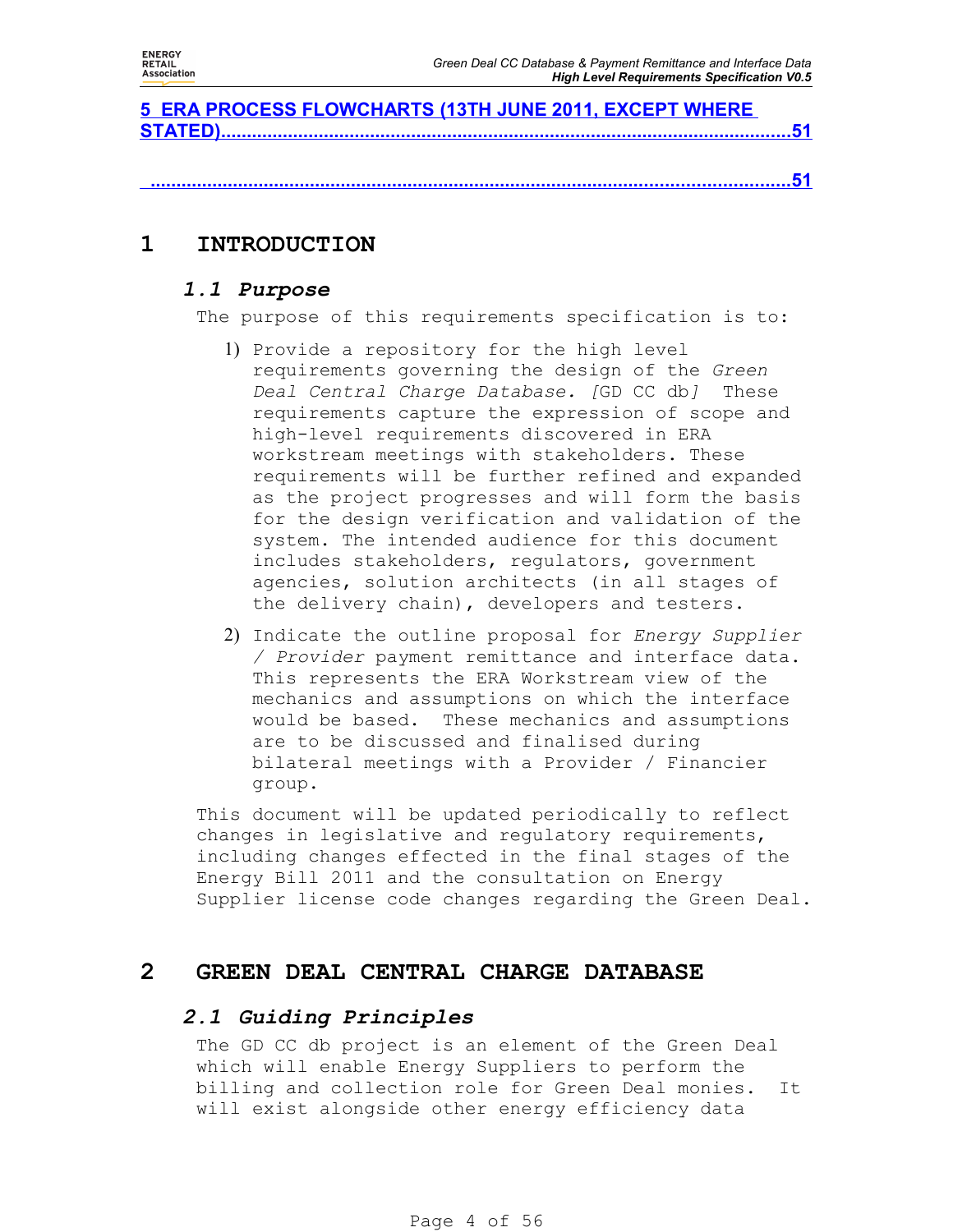[5 ERA PROCESS FLOWCHARTS (13TH JUNE 2011, EXCEPT WHERE STATED)......................................................................................................51](#)

[.....................................................................................................................51](#)

# 1 INTRODUCTION

## *1.1 Purpose*

The purpose of this requirements specification is to:

1) Provide a repository for the high level requirements governing the design of the *Green Deal Central Charge Database. [*GD CC db*]* These requirements capture the expression of scope and high-level requirements discovered in ERA workstream meetings with stakeholders. These requirements will be further refined and expanded as the project progresses and will form the basis for the design verification and validation of the system. The intended audience for this document includes stakeholders, regulators, government agencies, solution architects (in all stages of the delivery chain), developers and testers.

2) Indicate the outline proposal for *Energy Supplier / Provider* payment remittance and interface data. This represents the ERA Workstream view of the mechanics and assumptions on which the interface would be based. These mechanics and assumptions are to be discussed and finalised during bilateral meetings with a Provider / Financier group.

This document will be updated periodically to reflect changes in legislative and regulatory requirements, including changes effected in the final stages of the Energy Bill 2011 and the consultation on Energy Supplier license code changes regarding the Green Deal.

# 2 GREEN DEAL CENTRAL CHARGE DATABASE

## *2.1 Guiding Principles*

The GD CC db project is an element of the Green Deal which will enable Energy Suppliers to perform the billing and collection role for Green Deal monies. It will exist alongside other energy efficiency data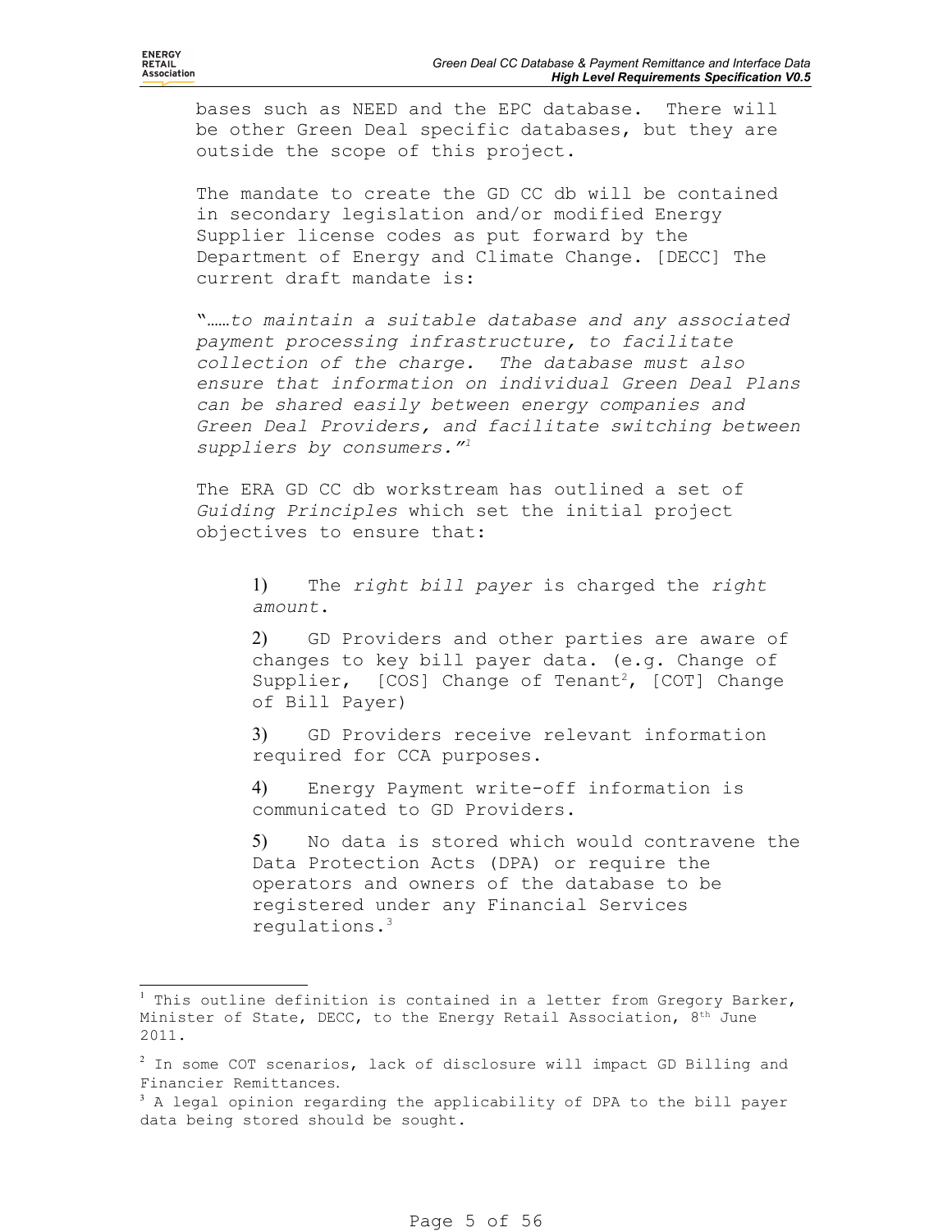bases such as NEED and the EPC database. There will be other Green Deal specific databases, but they are outside the scope of this project.

The mandate to create the GD CC db will be contained in secondary legislation and/or modified Energy Supplier license codes as put forward by the Department of Energy and Climate Change. [DECC] The current draft mandate is:

"……*to maintain a suitable database and any associated payment processing infrastructure, to facilitate collection of the charge. The database must also ensure that information on individual Green Deal Plans can be shared easily between energy companies and Green Deal Providers, and facilitate switching between suppliers by consumers."*[1]

The ERA GD CC db workstream has outlined a set of *Guiding Principles* which set the initial project objectives to ensure that:

1) The *right bill payer* is charged the *right amount*.

2) GD Providers and other parties are aware of changes to key bill payer data. (e.g. Change of Supplier, [COS] Change of Tenant[2], [COT] Change of Bill Payer)

3) GD Providers receive relevant information required for CCA purposes.

4) Energy Payment write-off information is communicated to GD Providers.

5) No data is stored which would contravene the Data Protection Acts (DPA) or require the operators and owners of the database to be registered under any Financial Services regulations.[3]

---

[1] This outline definition is contained in a letter from Gregory Barker, Minister of State, DECC, to the Energy Retail Association, 8th June 2011.

[2] In some COT scenarios, lack of disclosure will impact GD Billing and Financier Remittances.

[3] A legal opinion regarding the applicability of DPA to the bill payer data being stored should be sought.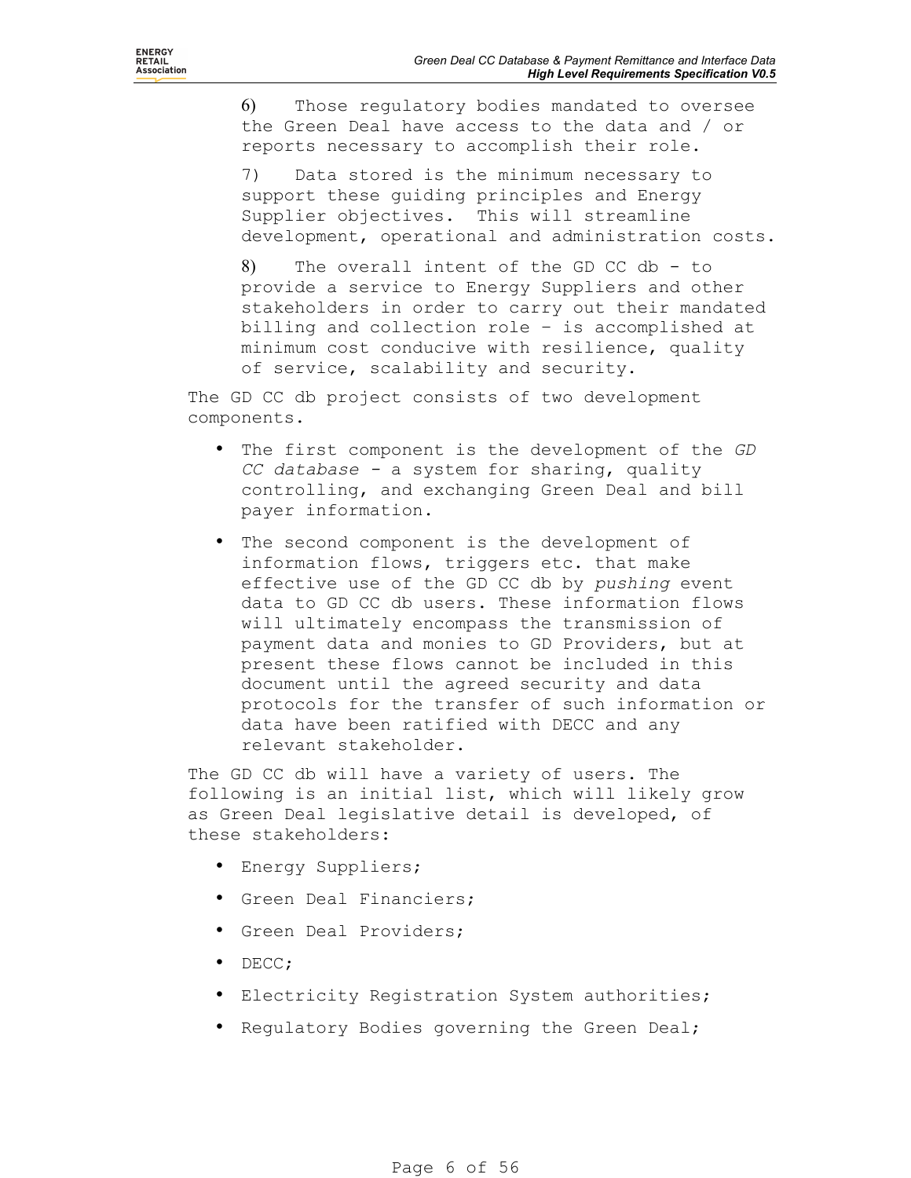6) Those regulatory bodies mandated to oversee the Green Deal have access to the data and / or reports necessary to accomplish their role.

7) Data stored is the minimum necessary to support these guiding principles and Energy Supplier objectives. This will streamline development, operational and administration costs.

8) The overall intent of the GD CC db - to provide a service to Energy Suppliers and other stakeholders in order to carry out their mandated billing and collection role – is accomplished at minimum cost conducive with resilience, quality of service, scalability and security.

The GD CC db project consists of two development components.

- The first component is the development of the *GD CC database* - a system for sharing, quality controlling, and exchanging Green Deal and bill payer information.
- The second component is the development of information flows, triggers etc. that make effective use of the GD CC db by *pushing* event data to GD CC db users. These information flows will ultimately encompass the transmission of payment data and monies to GD Providers, but at present these flows cannot be included in this document until the agreed security and data protocols for the transfer of such information or data have been ratified with DECC and any relevant stakeholder.

The GD CC db will have a variety of users. The following is an initial list, which will likely grow as Green Deal legislative detail is developed, of these stakeholders:

- Energy Suppliers;
- Green Deal Financiers;
- Green Deal Providers;
- DECC;
- Electricity Registration System authorities;
- Regulatory Bodies governing the Green Deal;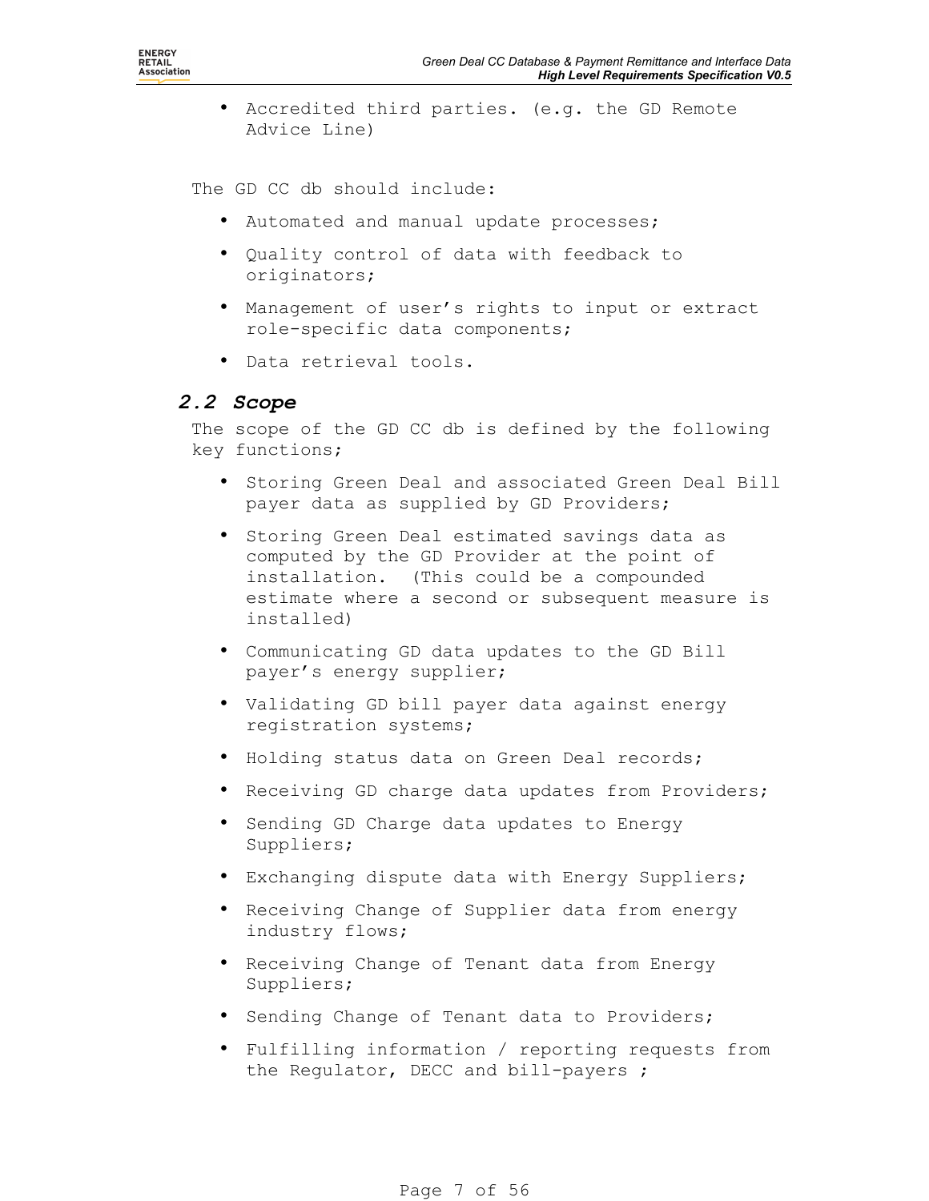- Accredited third parties. (e.g. the GD Remote Advice Line)

The GD CC db should include:

- Automated and manual update processes;
- Quality control of data with feedback to originators;
- Management of user's rights to input or extract role-specific data components;
- Data retrieval tools.

## 2.2 Scope

The scope of the GD CC db is defined by the following key functions;

- Storing Green Deal and associated Green Deal Bill payer data as supplied by GD Providers;
- Storing Green Deal estimated savings data as computed by the GD Provider at the point of installation. (This could be a compounded estimate where a second or subsequent measure is installed)
- Communicating GD data updates to the GD Bill payer's energy supplier;
- Validating GD bill payer data against energy registration systems;
- Holding status data on Green Deal records;
- Receiving GD charge data updates from Providers;
- Sending GD Charge data updates to Energy Suppliers;
- Exchanging dispute data with Energy Suppliers;
- Receiving Change of Supplier data from energy industry flows;
- Receiving Change of Tenant data from Energy Suppliers;
- Sending Change of Tenant data to Providers;
- Fulfilling information / reporting requests from the Regulator, DECC and bill-payers ;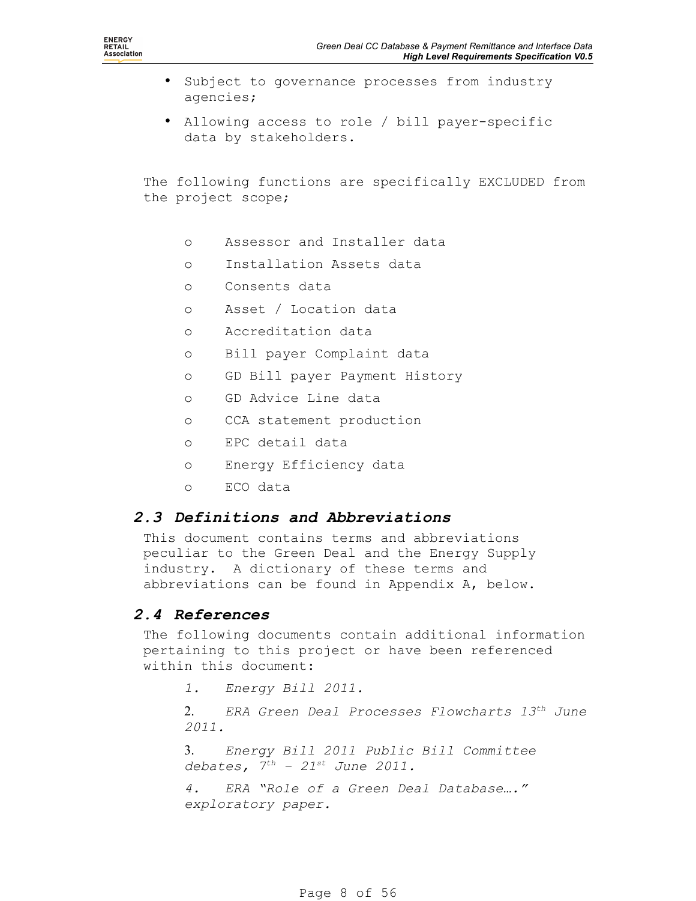- Subject to governance processes from industry agencies;
- Allowing access to role / bill payer-specific data by stakeholders.

The following functions are specifically EXCLUDED from the project scope;

- Assessor and Installer data
- Installation Assets data
- Consents data
- Asset / Location data
- Accreditation data
- Bill payer Complaint data
- GD Bill payer Payment History
- GD Advice Line data
- CCA statement production
- EPC detail data
- Energy Efficiency data
- ECO data

## 2.3 Definitions and Abbreviations

This document contains terms and abbreviations peculiar to the Green Deal and the Energy Supply industry. A dictionary of these terms and abbreviations can be found in Appendix A, below.

## 2.4 References

The following documents contain additional information pertaining to this project or have been referenced within this document:

1. *Energy Bill 2011.*
2. *ERA Green Deal Processes Flowcharts 13th June 2011.*
3. *Energy Bill 2011 Public Bill Committee debates, 7th – 21st June 2011.*
4. *ERA "Role of a Green Deal Database…." exploratory paper.*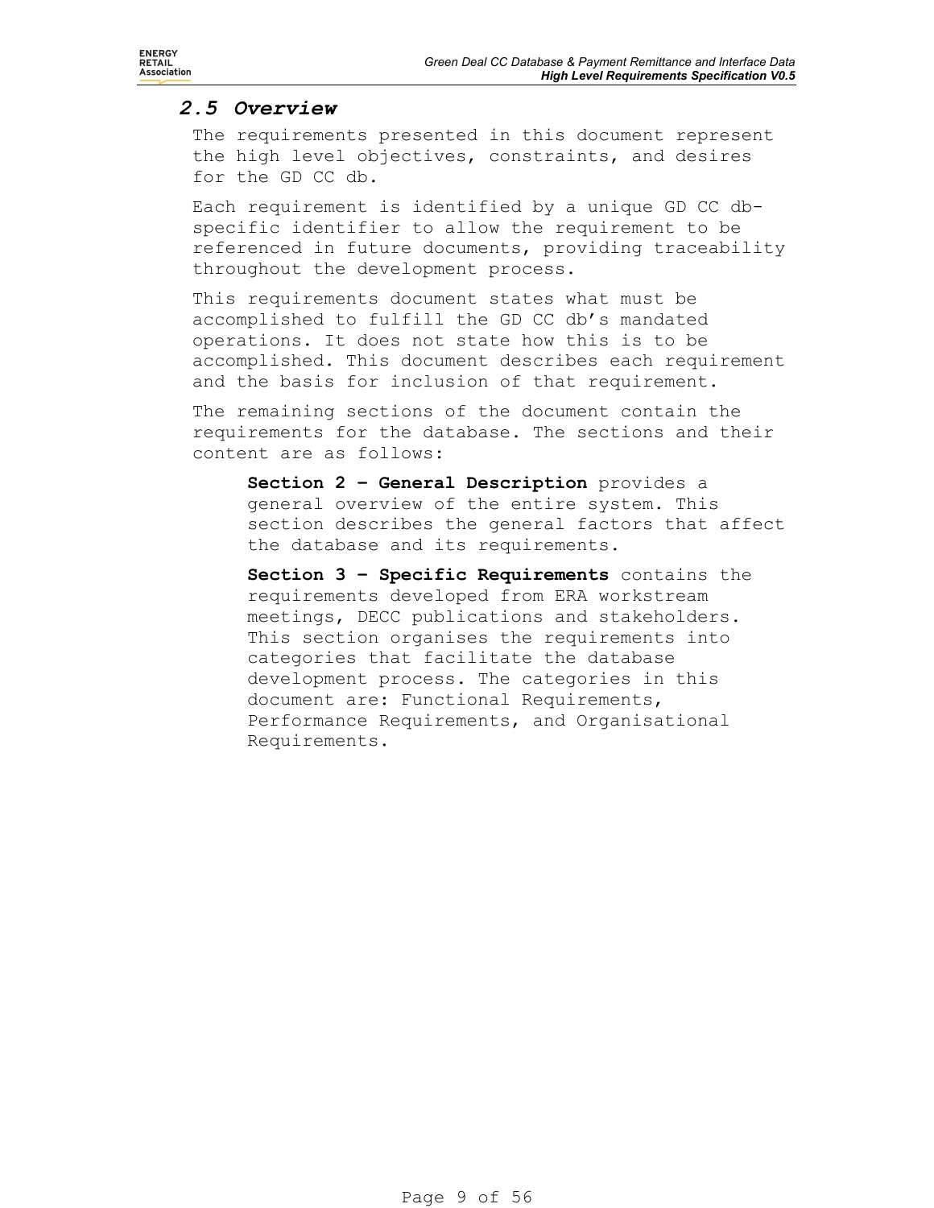## *2.5 Overview*

The requirements presented in this document represent the high level objectives, constraints, and desires for the GD CC db.

Each requirement is identified by a unique GD CC db-specific identifier to allow the requirement to be referenced in future documents, providing traceability throughout the development process.

This requirements document states what must be accomplished to fulfill the GD CC db's mandated operations. It does not state how this is to be accomplished. This document describes each requirement and the basis for inclusion of that requirement.

The remaining sections of the document contain the requirements for the database. The sections and their content are as follows:

> **Section 2 – General Description** provides a general overview of the entire system. This section describes the general factors that affect the database and its requirements.
>
> **Section 3 – Specific Requirements** contains the requirements developed from ERA workstream meetings, DECC publications and stakeholders. This section organises the requirements into categories that facilitate the database development process. The categories in this document are: Functional Requirements, Performance Requirements, and Organisational Requirements.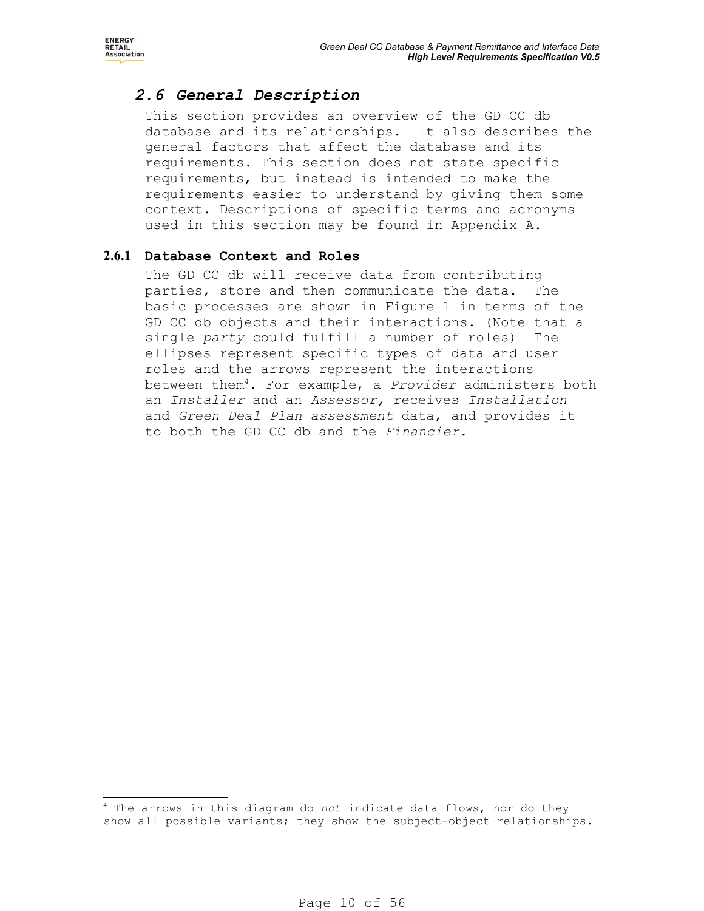## *2.6 General Description*

This section provides an overview of the GD CC db database and its relationships. It also describes the general factors that affect the database and its requirements. This section does not state specific requirements, but instead is intended to make the requirements easier to understand by giving them some context. Descriptions of specific terms and acronyms used in this section may be found in Appendix A.

### 2.6.1 Database Context and Roles

The GD CC db will receive data from contributing parties, store and then communicate the data. The basic processes are shown in Figure 1 in terms of the GD CC db objects and their interactions. (Note that a single *party* could fulfill a number of roles) The ellipses represent specific types of data and user roles and the arrows represent the interactions between them[4]. For example, a *Provider* administers both an *Installer* and an *Assessor,* receives *Installation* and *Green Deal Plan assessment* data, and provides it to both the GD CC db and the *Financier*.

[4] The arrows in this diagram do *not* indicate data flows, nor do they show all possible variants; they show the subject-object relationships.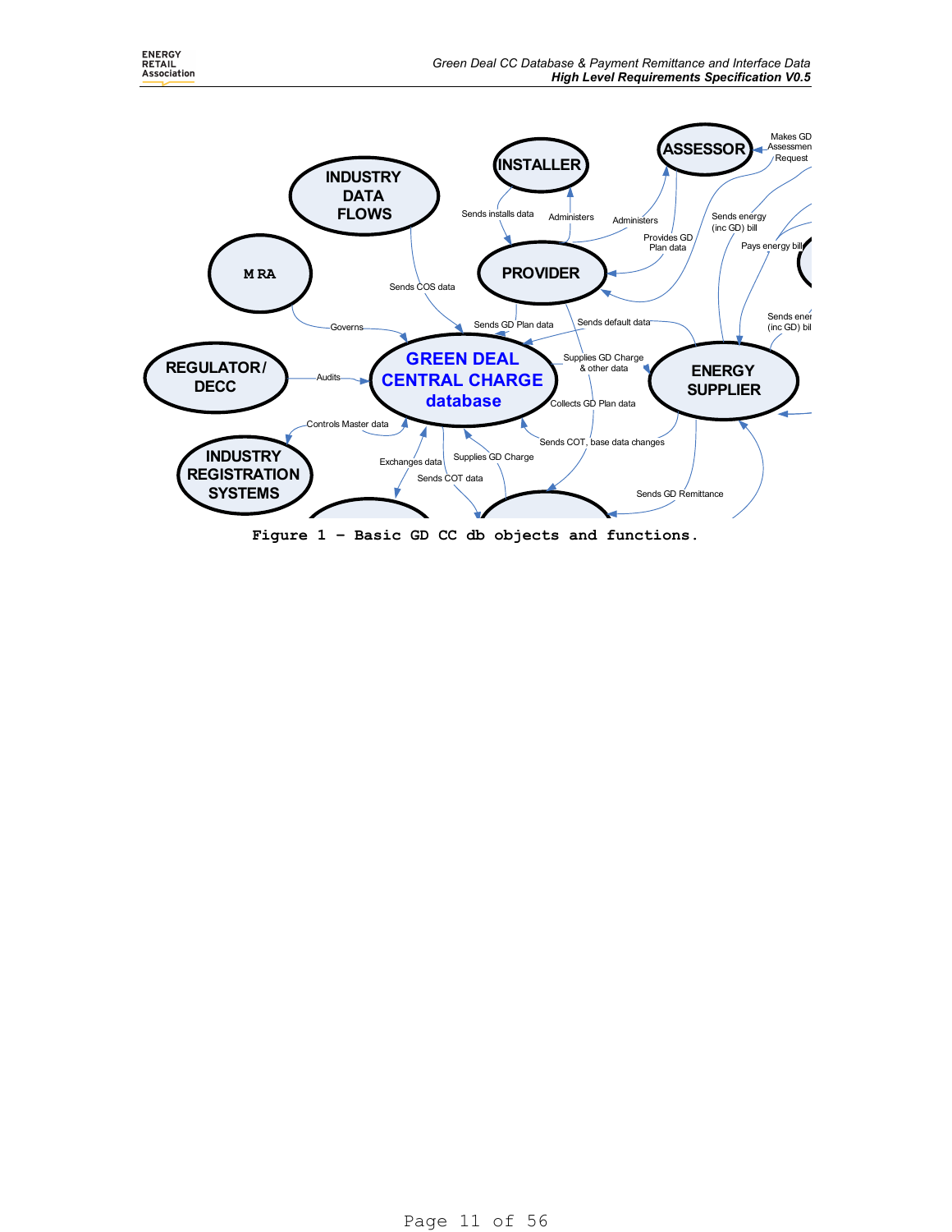Figure 1 – Basic GD CC db objects and functions.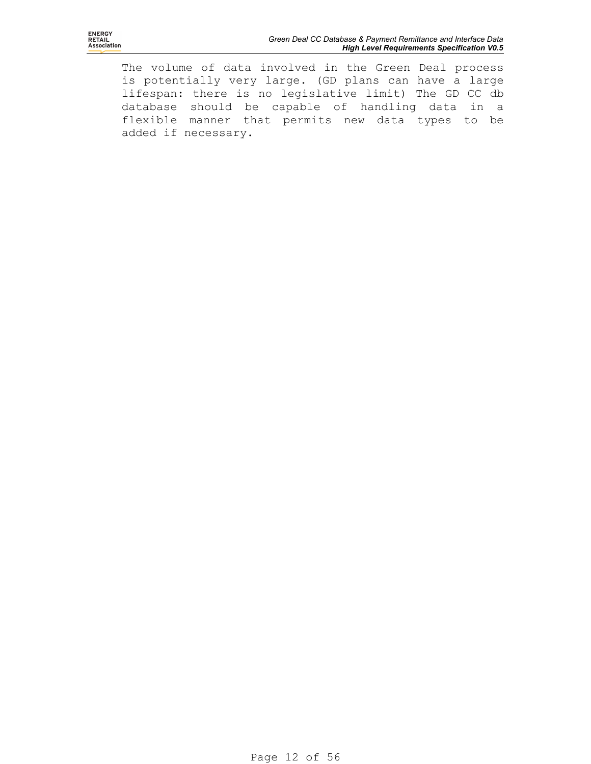The volume of data involved in the Green Deal process is potentially very large. (GD plans can have a large lifespan: there is no legislative limit) The GD CC db database should be capable of handling data in a flexible manner that permits new data types to be added if necessary.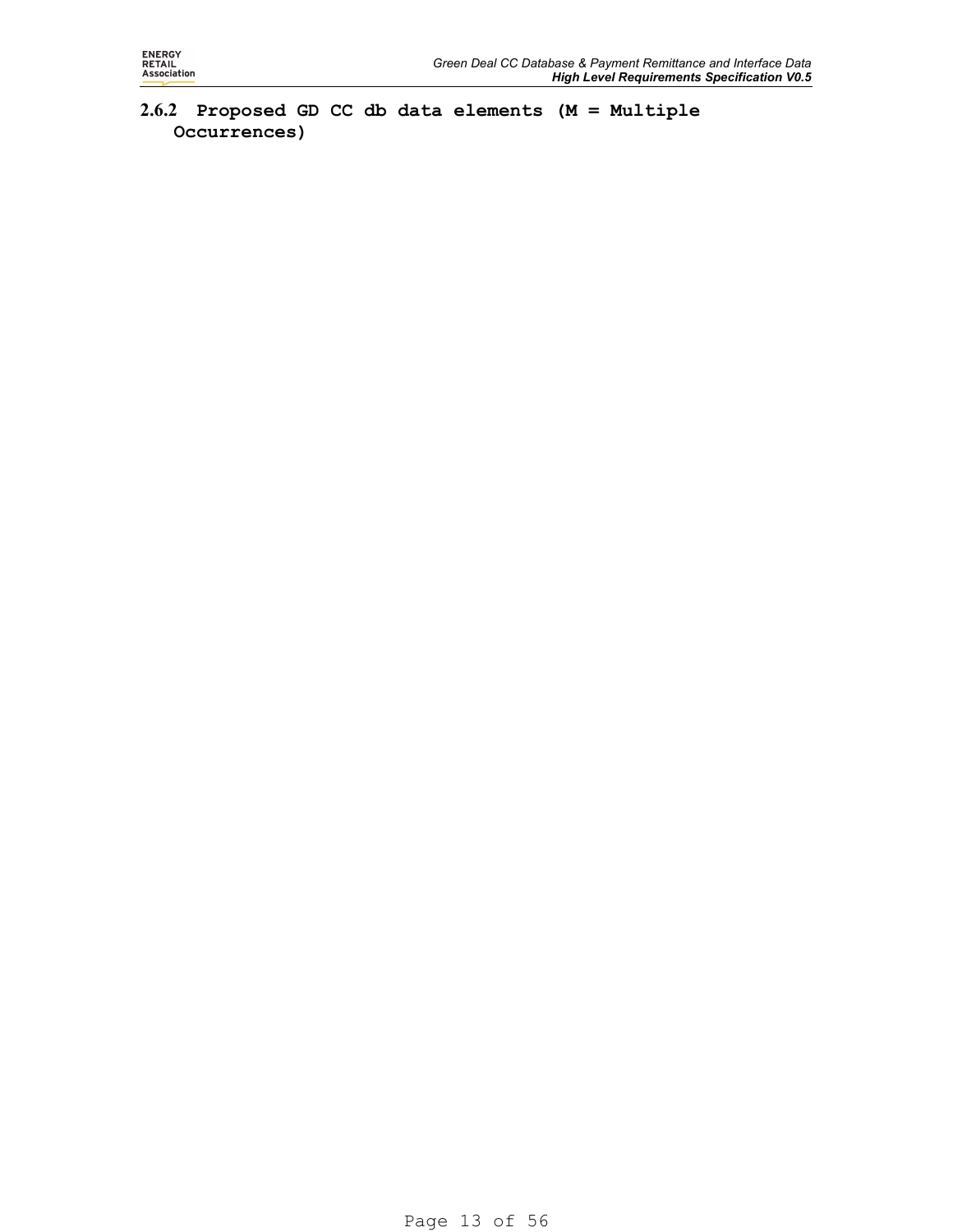### 2.6.2 Proposed GD CC db data elements (M = Multiple Occurrences)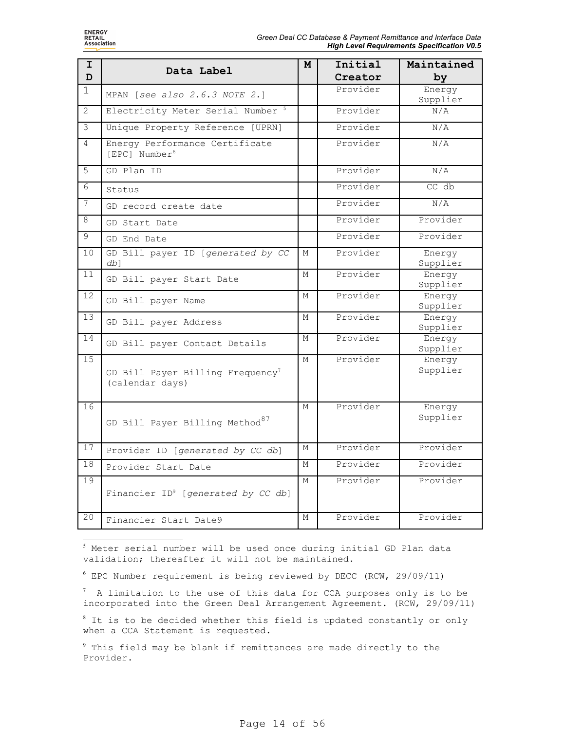| ID | Data Label | M | Initial Creator | Maintained by |
|---|---|---|---|---|
| 1 | MPAN [*see also 2.6.3 NOTE 2.*] | | Provider | Energy Supplier |
| 2 | Electricity Meter Serial Number [5] | | Provider | N/A |
| 3 | Unique Property Reference [UPRN] | | Provider | N/A |
| 4 | Energy Performance Certificate [EPC] Number[6] | | Provider | N/A |
| 5 | GD Plan ID | | Provider | N/A |
| 6 | Status | | Provider | CC db |
| 7 | GD record create date | | Provider | N/A |
| 8 | GD Start Date | | Provider | Provider |
| 9 | GD End Date | | Provider | Provider |
| 10 | GD Bill payer ID [*generated by CC db*] | M | Provider | Energy Supplier |
| 11 | GD Bill payer Start Date | M | Provider | Energy Supplier |
| 12 | GD Bill payer Name | M | Provider | Energy Supplier |
| 13 | GD Bill payer Address | M | Provider | Energy Supplier |
| 14 | GD Bill payer Contact Details | M | Provider | Energy Supplier |
| 15 | GD Bill Payer Billing Frequency[7] (calendar days) | M | Provider | Energy Supplier |
| 16 | GD Bill Payer Billing Method[8][7] | M | Provider | Energy Supplier |
| 17 | Provider ID [*generated by CC db*] | M | Provider | Provider |
| 18 | Provider Start Date | M | Provider | Provider |
| 19 | Financier ID[9] [*generated by CC db*] | M | Provider | Provider |
| 20 | Financier Start Date9 | M | Provider | Provider |

[5] Meter serial number will be used once during initial GD Plan data validation; thereafter it will not be maintained.

[6] EPC Number requirement is being reviewed by DECC (RCW, 29/09/11)

[7] A limitation to the use of this data for CCA purposes only is to be incorporated into the Green Deal Arrangement Agreement. (RCW, 29/09/11)

[8] It is to be decided whether this field is updated constantly or only when a CCA Statement is requested.

[9] This field may be blank if remittances are made directly to the Provider.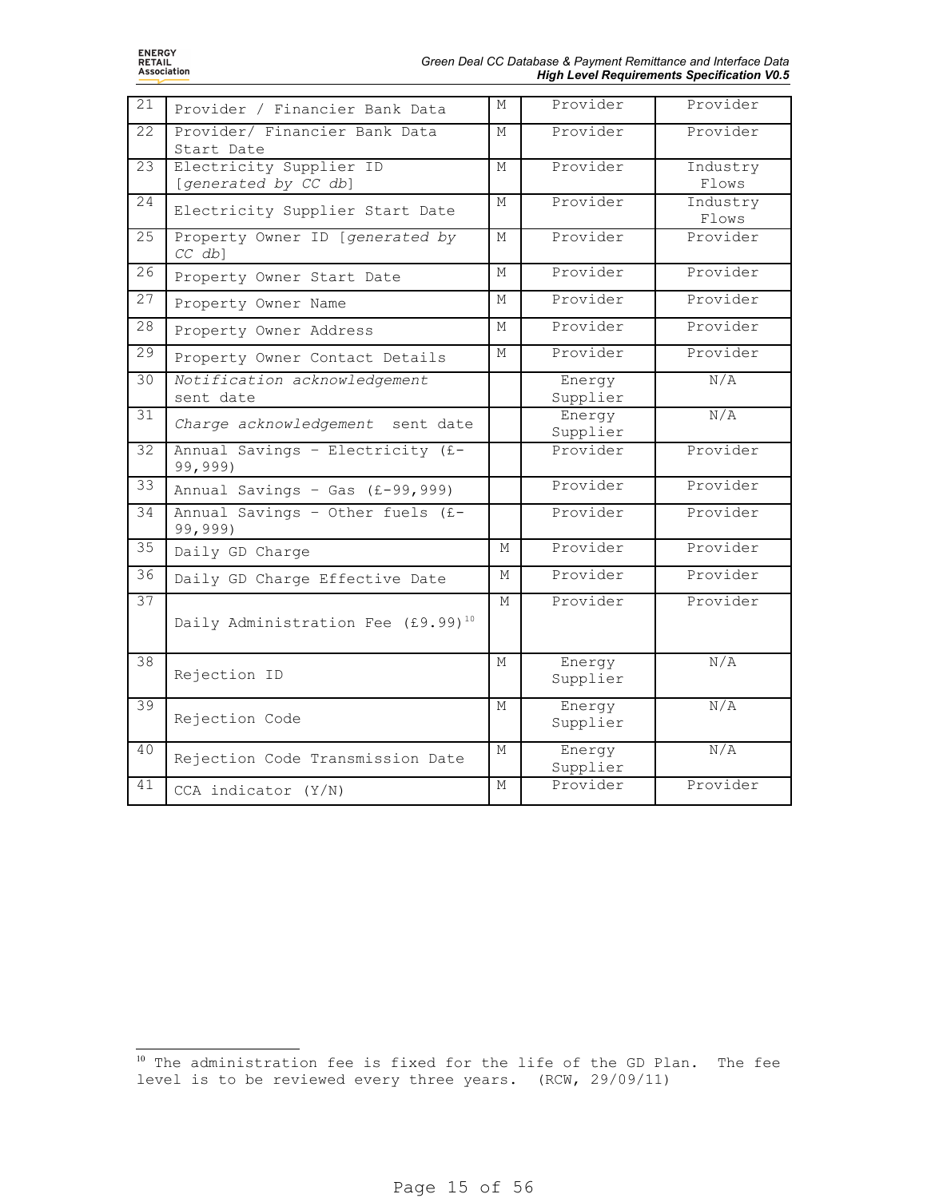| | | | | |
|---|---|---|---|---|
| 21 | Provider / Financier Bank Data | M | Provider | Provider |
| 22 | Provider/ Financier Bank Data Start Date | M | Provider | Provider |
| 23 | Electricity Supplier ID [*generated by CC db*] | M | Provider | Industry Flows |
| 24 | Electricity Supplier Start Date | M | Provider | Industry Flows |
| 25 | Property Owner ID [*generated by CC db*] | M | Provider | Provider |
| 26 | Property Owner Start Date | M | Provider | Provider |
| 27 | Property Owner Name | M | Provider | Provider |
| 28 | Property Owner Address | M | Provider | Provider |
| 29 | Property Owner Contact Details | M | Provider | Provider |
| 30 | *Notification acknowledgement* sent date | | Energy Supplier | N/A |
| 31 | *Charge acknowledgement* sent date | | Energy Supplier | N/A |
| 32 | Annual Savings – Electricity (£-99,999) | | Provider | Provider |
| 33 | Annual Savings – Gas (£-99,999) | | Provider | Provider |
| 34 | Annual Savings – Other fuels (£-99,999) | | Provider | Provider |
| 35 | Daily GD Charge | M | Provider | Provider |
| 36 | Daily GD Charge Effective Date | M | Provider | Provider |
| 37 | Daily Administration Fee (£9.99)[10] | M | Provider | Provider |
| 38 | Rejection ID | M | Energy Supplier | N/A |
| 39 | Rejection Code | M | Energy Supplier | N/A |
| 40 | Rejection Code Transmission Date | M | Energy Supplier | N/A |
| 41 | CCA indicator (Y/N) | M | Provider | Provider |

[10] The administration fee is fixed for the life of the GD Plan. The fee level is to be reviewed every three years. (RCW, 29/09/11)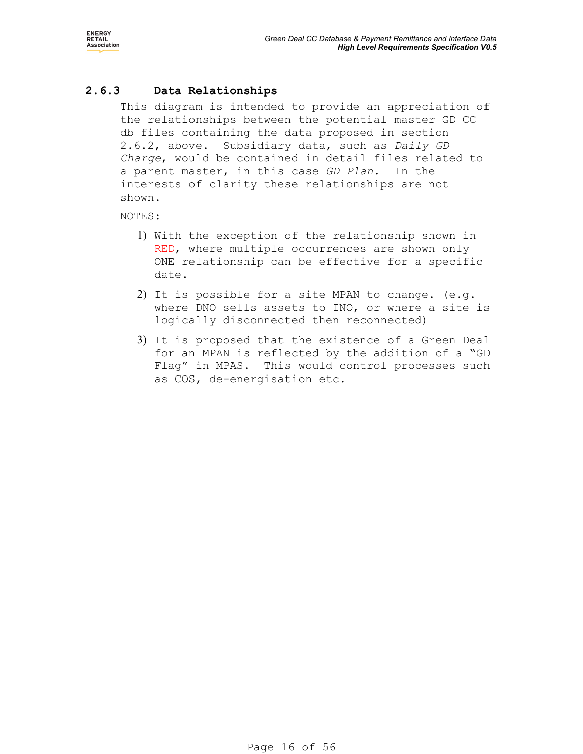### 2.6.3 Data Relationships

This diagram is intended to provide an appreciation of the relationships between the potential master GD CC db files containing the data proposed in section 2.6.2, above. Subsidiary data, such as *Daily GD Charge*, would be contained in detail files related to a parent master, in this case *GD Plan*. In the interests of clarity these relationships are not shown.

NOTES:

1) With the exception of the relationship shown in RED, where multiple occurrences are shown only ONE relationship can be effective for a specific date.
2) It is possible for a site MPAN to change. (e.g. where DNO sells assets to INO, or where a site is logically disconnected then reconnected)
3) It is proposed that the existence of a Green Deal for an MPAN is reflected by the addition of a "GD Flag" in MPAS. This would control processes such as COS, de-energisation etc.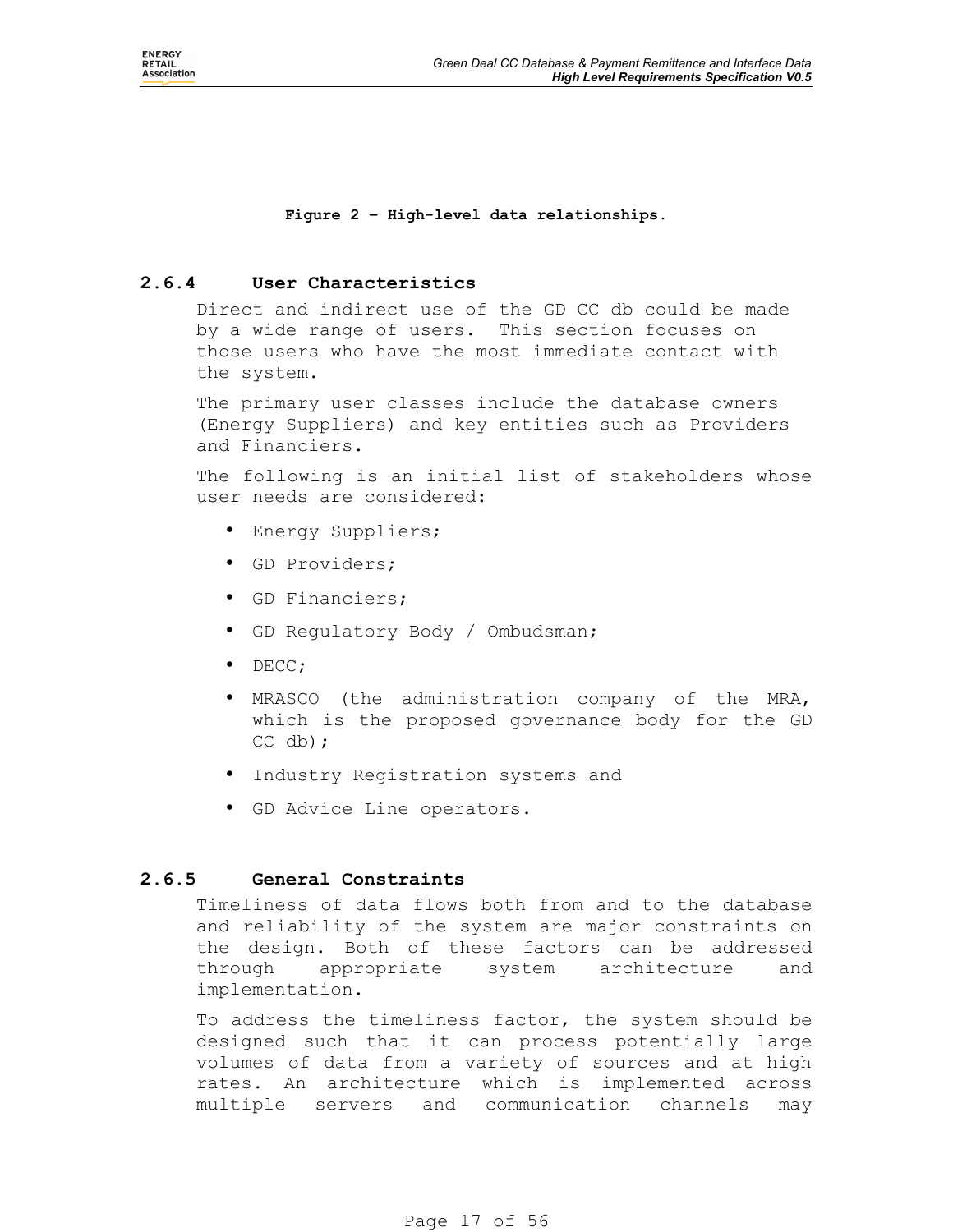**Figure 2 – High-level data relationships.**

### 2.6.4 User Characteristics

Direct and indirect use of the GD CC db could be made by a wide range of users. This section focuses on those users who have the most immediate contact with the system.

The primary user classes include the database owners (Energy Suppliers) and key entities such as Providers and Financiers.

The following is an initial list of stakeholders whose user needs are considered:

- Energy Suppliers;
- GD Providers;
- GD Financiers;
- GD Regulatory Body / Ombudsman;
- DECC;
- MRASCO (the administration company of the MRA, which is the proposed governance body for the GD CC db);
- Industry Registration systems and
- GD Advice Line operators.

### 2.6.5 General Constraints

Timeliness of data flows both from and to the database and reliability of the system are major constraints on the design. Both of these factors can be addressed through appropriate system architecture and implementation.

To address the timeliness factor, the system should be designed such that it can process potentially large volumes of data from a variety of sources and at high rates. An architecture which is implemented across multiple servers and communication channels may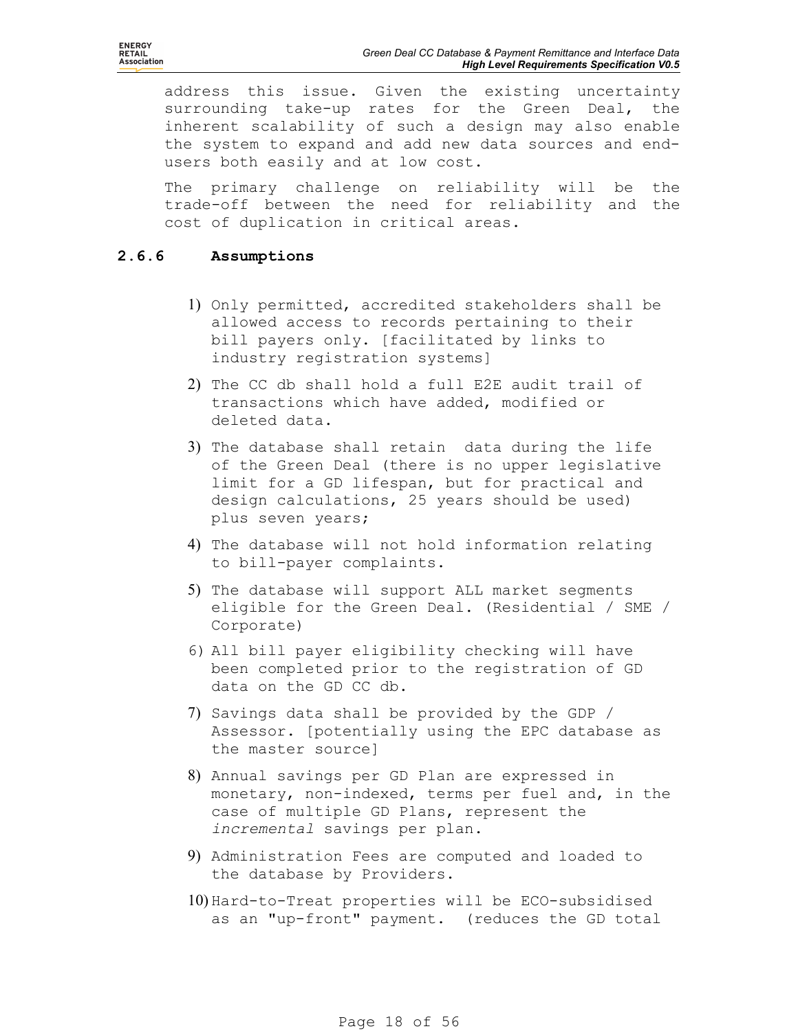address this issue. Given the existing uncertainty surrounding take-up rates for the Green Deal, the inherent scalability of such a design may also enable the system to expand and add new data sources and end-users both easily and at low cost.

The primary challenge on reliability will be the trade-off between the need for reliability and the cost of duplication in critical areas.

### 2.6.6 Assumptions

1) Only permitted, accredited stakeholders shall be allowed access to records pertaining to their bill payers only. [facilitated by links to industry registration systems]
2) The CC db shall hold a full E2E audit trail of transactions which have added, modified or deleted data.
3) The database shall retain data during the life of the Green Deal (there is no upper legislative limit for a GD lifespan, but for practical and design calculations, 25 years should be used) plus seven years;
4) The database will not hold information relating to bill-payer complaints.
5) The database will support ALL market segments eligible for the Green Deal. (Residential / SME / Corporate)
6) All bill payer eligibility checking will have been completed prior to the registration of GD data on the GD CC db.
7) Savings data shall be provided by the GDP / Assessor. [potentially using the EPC database as the master source]
8) Annual savings per GD Plan are expressed in monetary, non-indexed, terms per fuel and, in the case of multiple GD Plans, represent the *incremental* savings per plan.
9) Administration Fees are computed and loaded to the database by Providers.
10) Hard-to-Treat properties will be ECO-subsidised as an "up-front" payment. (reduces the GD total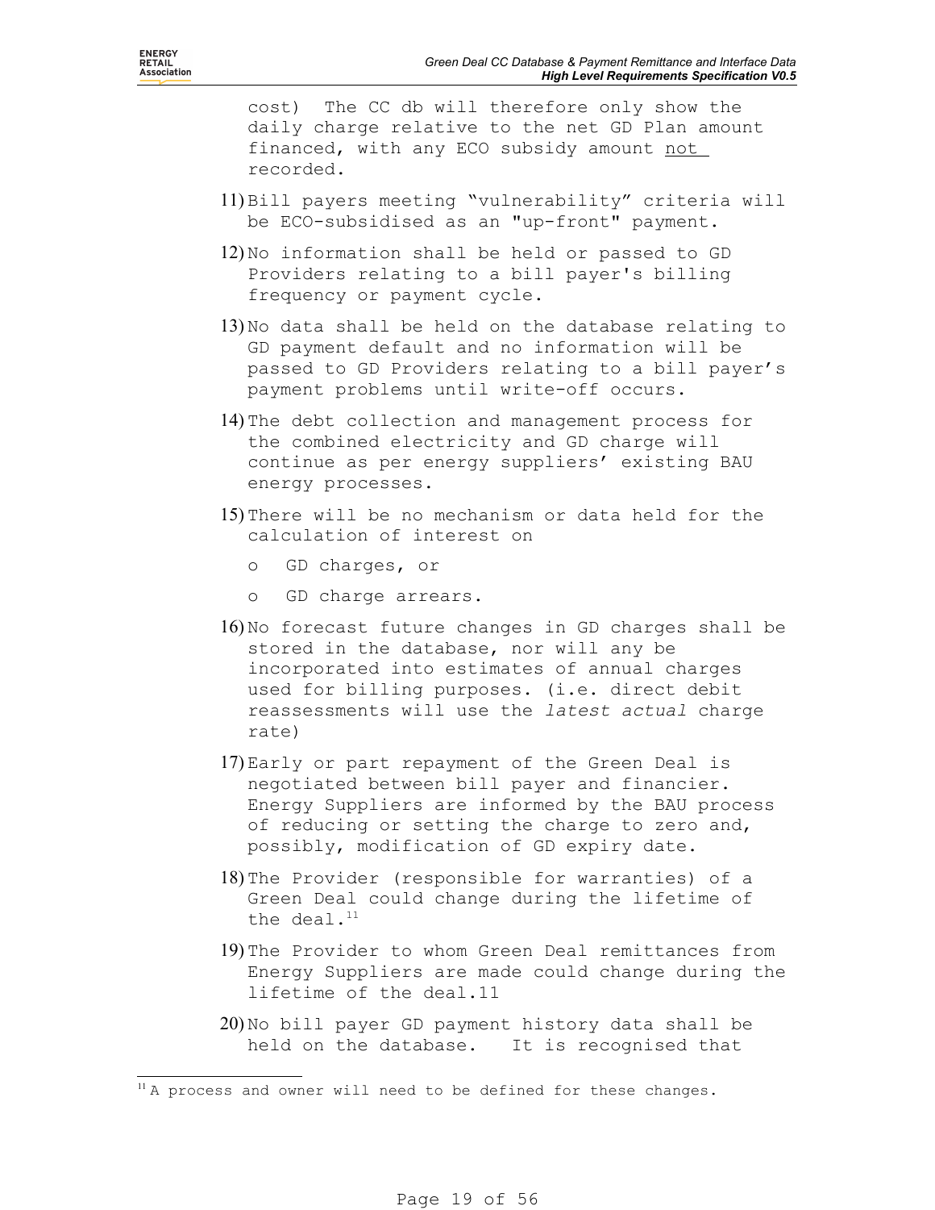cost) The CC db will therefore only show the daily charge relative to the net GD Plan amount financed, with any ECO subsidy amount not recorded.

11) Bill payers meeting "vulnerability" criteria will be ECO-subsidised as an "up-front" payment.

12) No information shall be held or passed to GD Providers relating to a bill payer's billing frequency or payment cycle.

13) No data shall be held on the database relating to GD payment default and no information will be passed to GD Providers relating to a bill payer's payment problems until write-off occurs.

14) The debt collection and management process for the combined electricity and GD charge will continue as per energy suppliers' existing BAU energy processes.

15) There will be no mechanism or data held for the calculation of interest on

    - GD charges, or
    - GD charge arrears.

16) No forecast future changes in GD charges shall be stored in the database, nor will any be incorporated into estimates of annual charges used for billing purposes. (i.e. direct debit reassessments will use the *latest actual* charge rate)

17) Early or part repayment of the Green Deal is negotiated between bill payer and financier. Energy Suppliers are informed by the BAU process of reducing or setting the charge to zero and, possibly, modification of GD expiry date.

18) The Provider (responsible for warranties) of a Green Deal could change during the lifetime of the deal.[11]

19) The Provider to whom Green Deal remittances from Energy Suppliers are made could change during the lifetime of the deal.11

20) No bill payer GD payment history data shall be held on the database. It is recognised that

[11] A process and owner will need to be defined for these changes.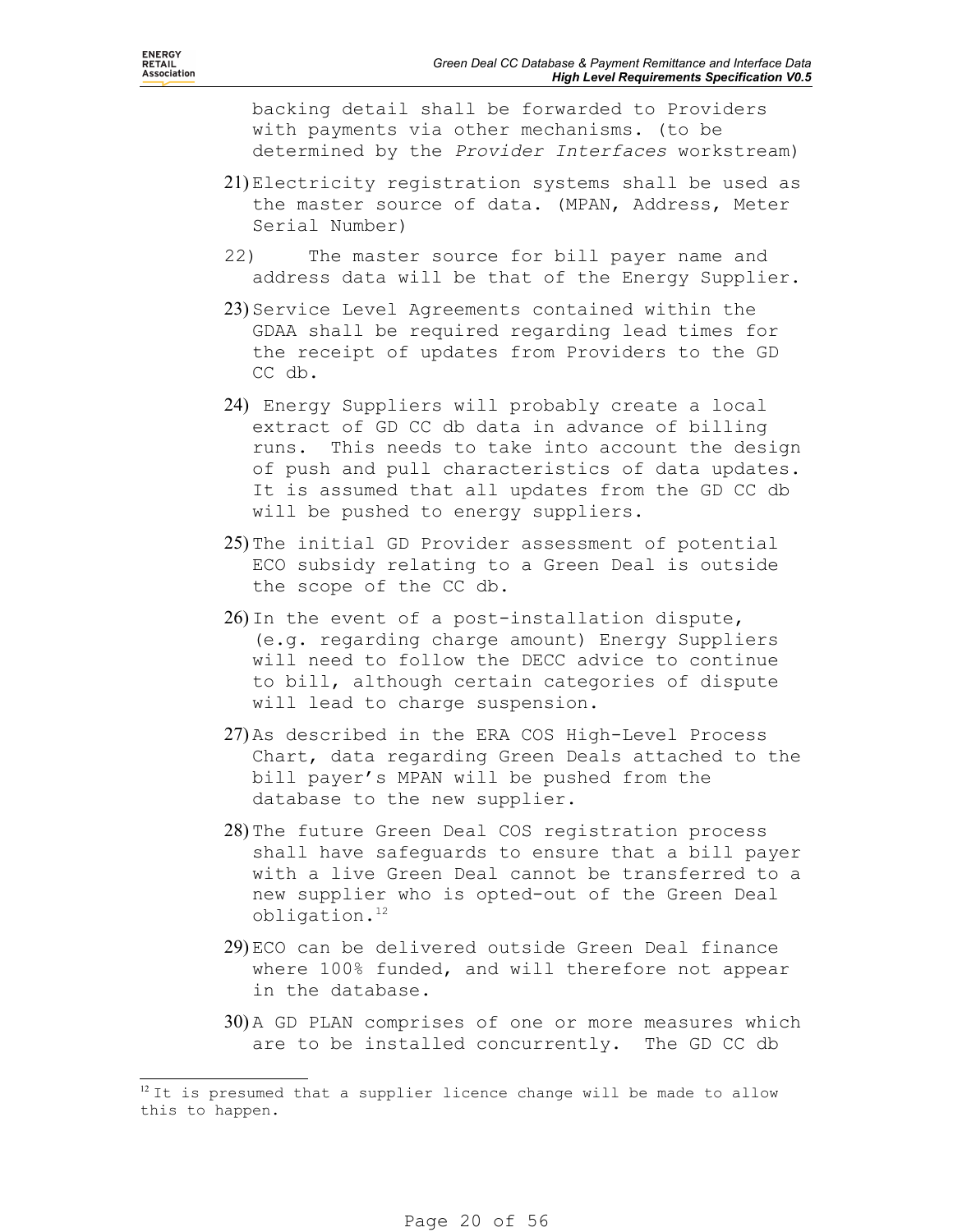backing detail shall be forwarded to Providers with payments via other mechanisms. (to be determined by the *Provider Interfaces* workstream)

21) Electricity registration systems shall be used as the master source of data. (MPAN, Address, Meter Serial Number)

22) The master source for bill payer name and address data will be that of the Energy Supplier.

23) Service Level Agreements contained within the GDAA shall be required regarding lead times for the receipt of updates from Providers to the GD CC db.

24) Energy Suppliers will probably create a local extract of GD CC db data in advance of billing runs. This needs to take into account the design of push and pull characteristics of data updates. It is assumed that all updates from the GD CC db will be pushed to energy suppliers.

25) The initial GD Provider assessment of potential ECO subsidy relating to a Green Deal is outside the scope of the CC db.

26) In the event of a post-installation dispute, (e.g. regarding charge amount) Energy Suppliers will need to follow the DECC advice to continue to bill, although certain categories of dispute will lead to charge suspension.

27) As described in the ERA COS High-Level Process Chart, data regarding Green Deals attached to the bill payer's MPAN will be pushed from the database to the new supplier.

28) The future Green Deal COS registration process shall have safeguards to ensure that a bill payer with a live Green Deal cannot be transferred to a new supplier who is opted-out of the Green Deal obligation.[12]

29) ECO can be delivered outside Green Deal finance where 100% funded, and will therefore not appear in the database.

30) A GD PLAN comprises of one or more measures which are to be installed concurrently. The GD CC db

[12] It is presumed that a supplier licence change will be made to allow this to happen.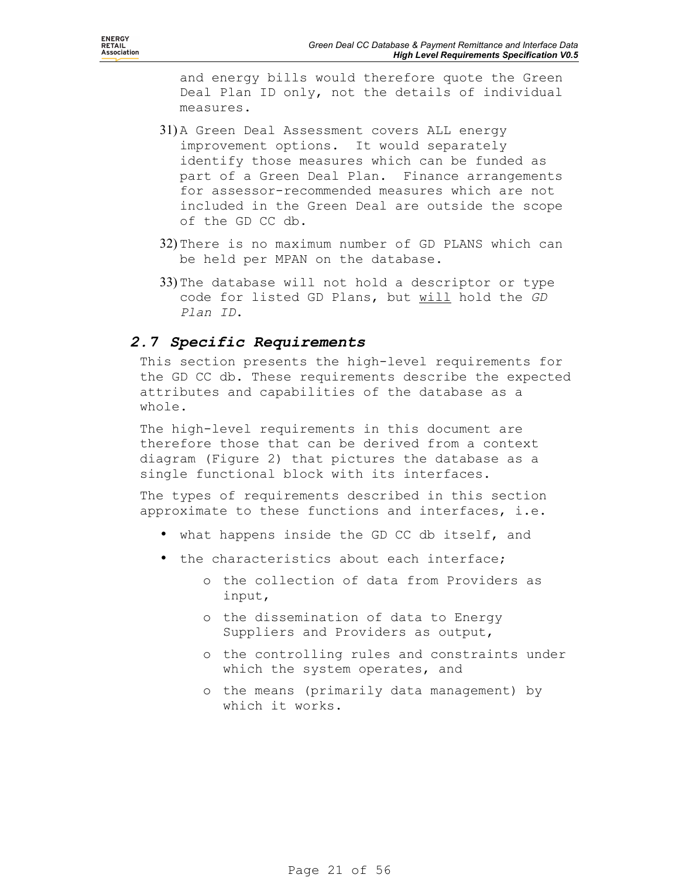and energy bills would therefore quote the Green Deal Plan ID only, not the details of individual measures.

31) A Green Deal Assessment covers ALL energy improvement options. It would separately identify those measures which can be funded as part of a Green Deal Plan. Finance arrangements for assessor-recommended measures which are not included in the Green Deal are outside the scope of the GD CC db.

32) There is no maximum number of GD PLANS which can be held per MPAN on the database.

33) The database will not hold a descriptor or type code for listed GD Plans, but <u>will</u> hold the *GD Plan ID*.

## *2.7 Specific Requirements*

This section presents the high-level requirements for the GD CC db. These requirements describe the expected attributes and capabilities of the database as a whole.

The high-level requirements in this document are therefore those that can be derived from a context diagram (Figure 2) that pictures the database as a single functional block with its interfaces.

The types of requirements described in this section approximate to these functions and interfaces, i.e.

- what happens inside the GD CC db itself, and
- the characteristics about each interface;
  - the collection of data from Providers as input,
  - the dissemination of data to Energy Suppliers and Providers as output,
  - the controlling rules and constraints under which the system operates, and
  - the means (primarily data management) by which it works.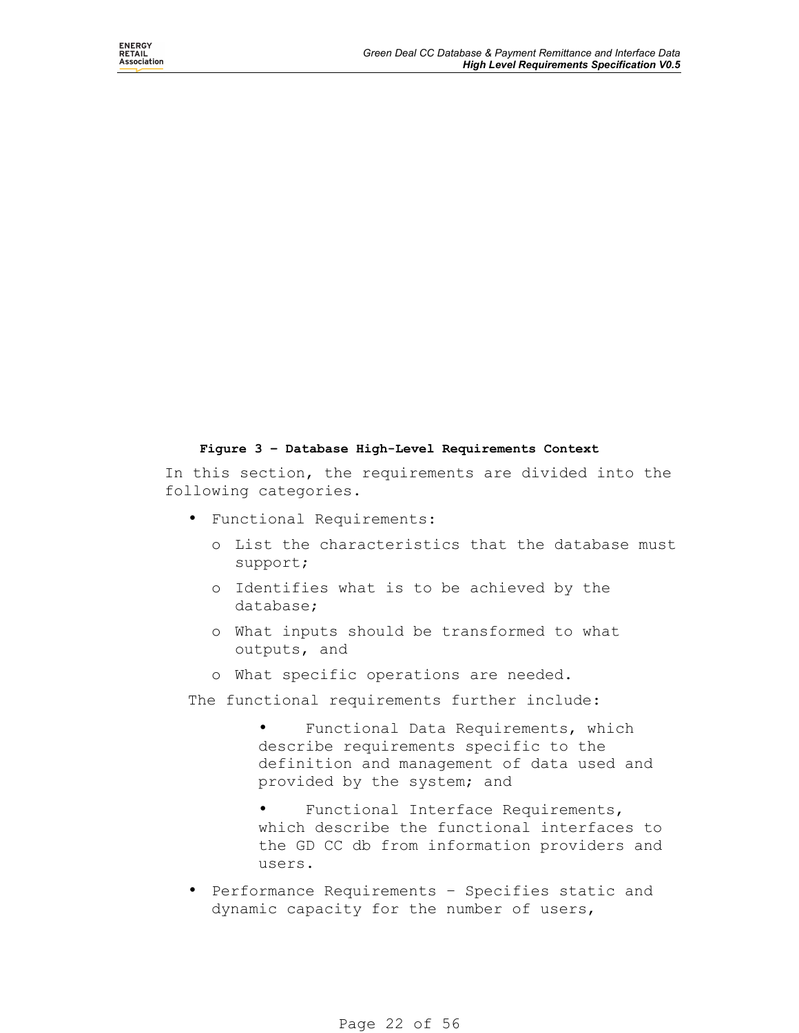**Figure 3 – Database High-Level Requirements Context**

In this section, the requirements are divided into the following categories.

- Functional Requirements:
  - List the characteristics that the database must support;
  - Identifies what is to be achieved by the database;
  - What inputs should be transformed to what outputs, and
  - What specific operations are needed.

  The functional requirements further include:

  - Functional Data Requirements, which describe requirements specific to the definition and management of data used and provided by the system; and
  - Functional Interface Requirements, which describe the functional interfaces to the GD CC db from information providers and users.

- Performance Requirements – Specifies static and dynamic capacity for the number of users,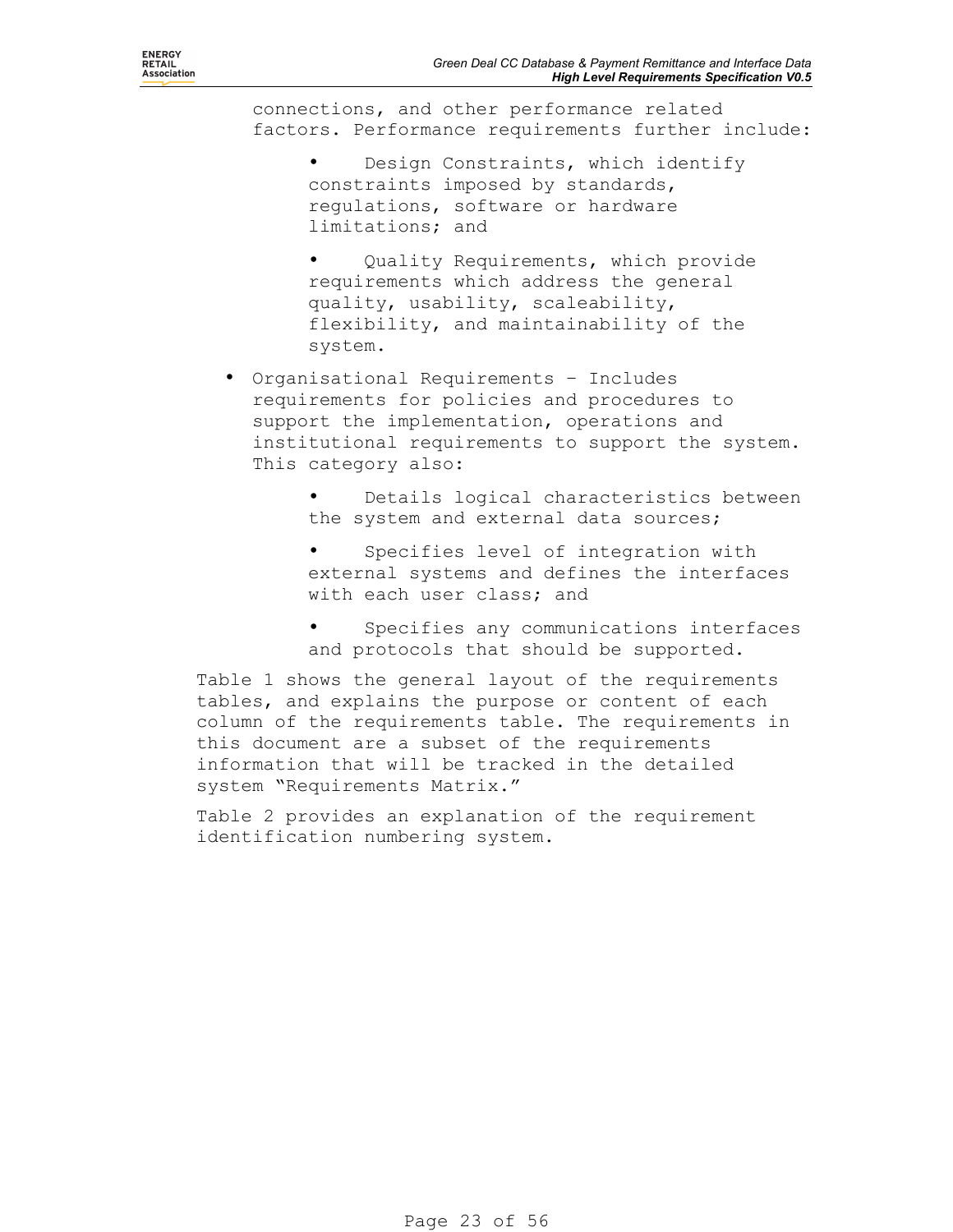connections, and other performance related factors. Performance requirements further include:

  - Design Constraints, which identify constraints imposed by standards, regulations, software or hardware limitations; and
  - Quality Requirements, which provide requirements which address the general quality, usability, scaleability, flexibility, and maintainability of the system.

- Organisational Requirements – Includes requirements for policies and procedures to support the implementation, operations and institutional requirements to support the system. This category also:
  - Details logical characteristics between the system and external data sources;
  - Specifies level of integration with external systems and defines the interfaces with each user class; and
  - Specifies any communications interfaces and protocols that should be supported.

Table 1 shows the general layout of the requirements tables, and explains the purpose or content of each column of the requirements table. The requirements in this document are a subset of the requirements information that will be tracked in the detailed system "Requirements Matrix."

Table 2 provides an explanation of the requirement identification numbering system.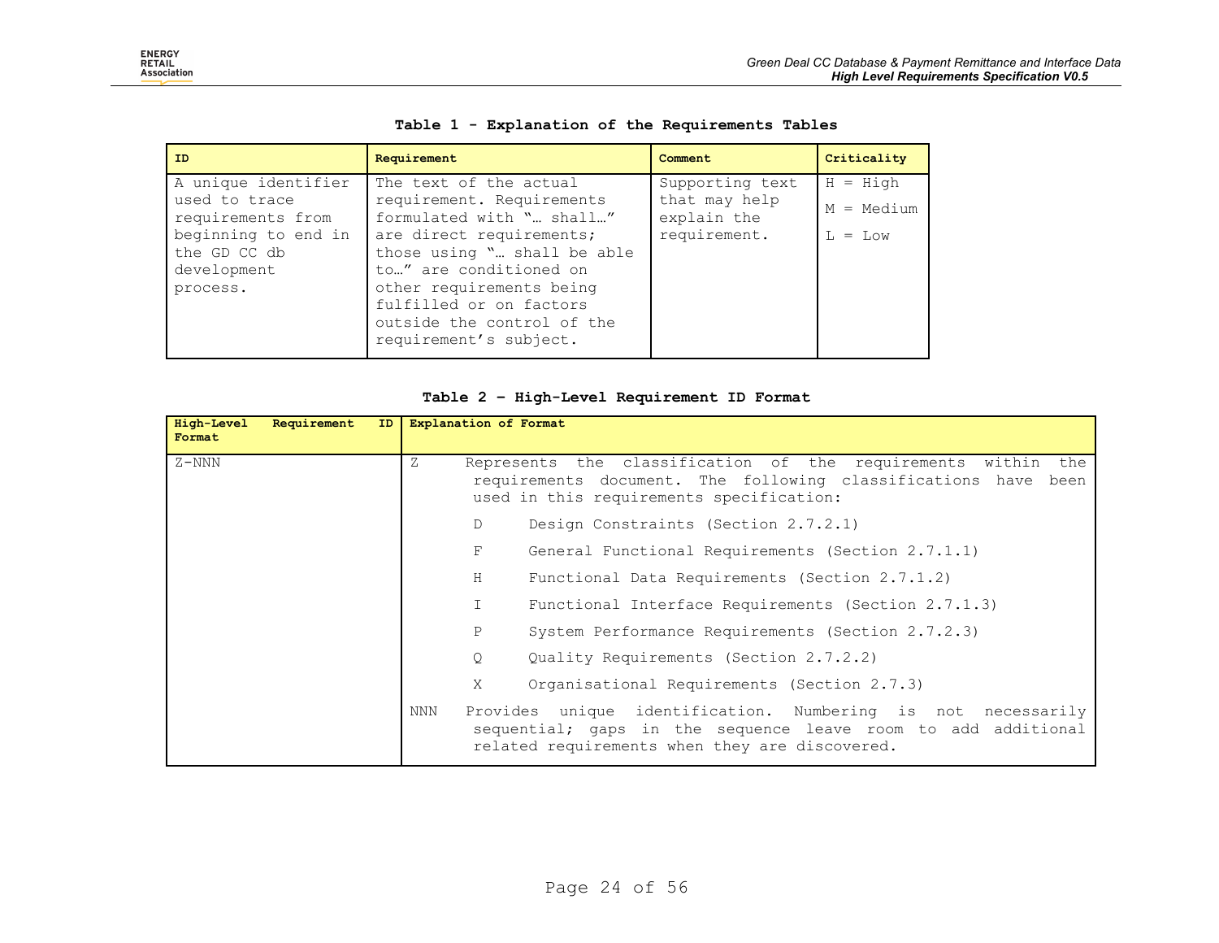**Table 1 - Explanation of the Requirements Tables**

| ID | Requirement | Comment | Criticality |
| --- | --- | --- | --- |
| A unique identifier used to trace requirements from beginning to end in the GD CC db development process. | The text of the actual requirement. Requirements formulated with "… shall…" are direct requirements; those using "… shall be able to…" are conditioned on other requirements being fulfilled or on factors outside the control of the requirement's subject. | Supporting text that may help explain the requirement. | H = High<br>M = Medium<br>L = Low |

**Table 2 – High-Level Requirement ID Format**

| High-Level Requirement ID Format | Explanation of Format |
| --- | --- |
| Z-NNN | Z Represents the classification of the requirements within the requirements document. The following classifications have been used in this requirements specification:<br>D Design Constraints (Section 2.7.2.1)<br>F General Functional Requirements (Section 2.7.1.1)<br>H Functional Data Requirements (Section 2.7.1.2)<br>I Functional Interface Requirements (Section 2.7.1.3)<br>P System Performance Requirements (Section 2.7.2.3)<br>Q Quality Requirements (Section 2.7.2.2)<br>X Organisational Requirements (Section 2.7.3)<br>NNN Provides unique identification. Numbering is not necessarily sequential; gaps in the sequence leave room to add additional related requirements when they are discovered. |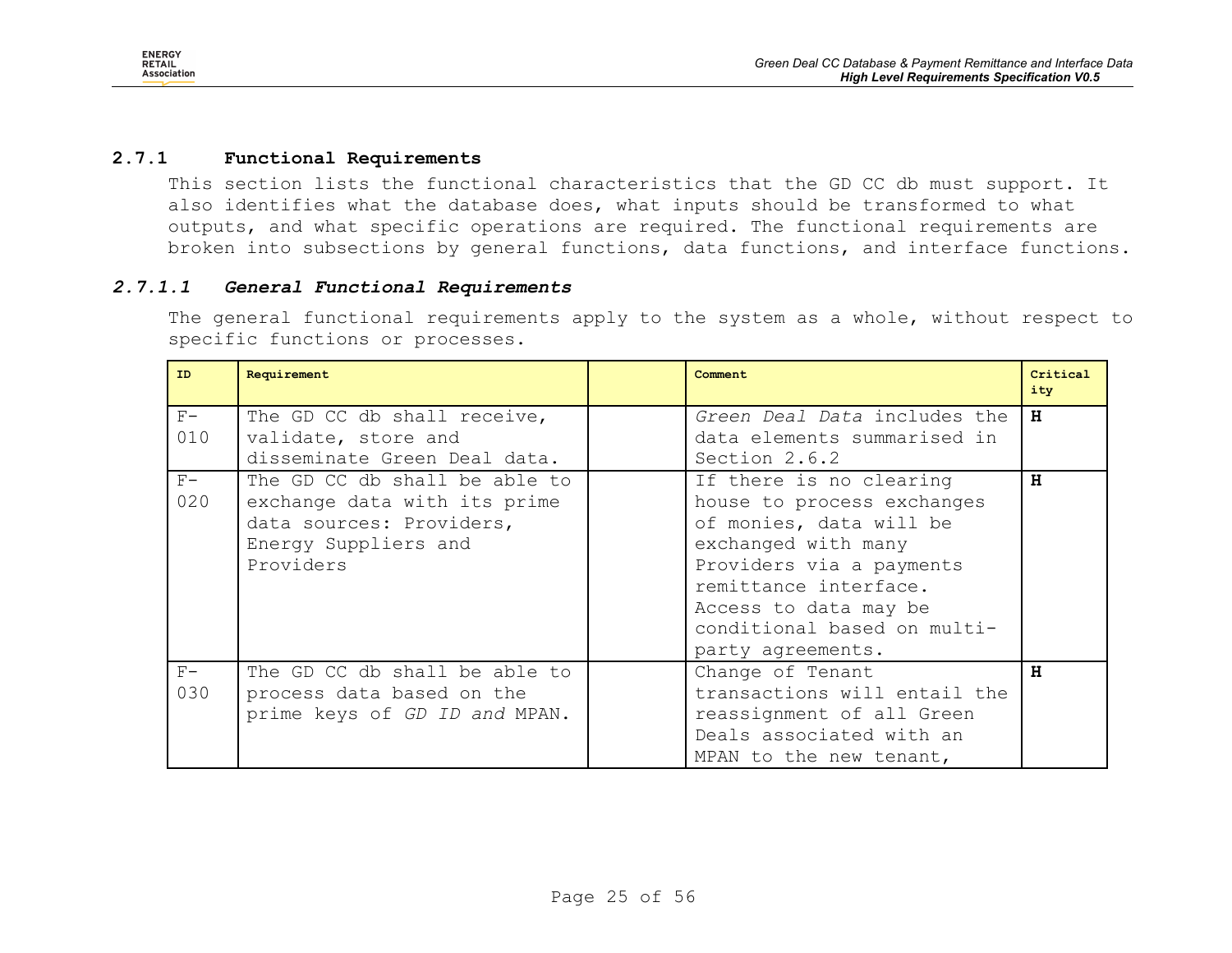### 2.7.1 Functional Requirements

This section lists the functional characteristics that the GD CC db must support. It also identifies what the database does, what inputs should be transformed to what outputs, and what specific operations are required. The functional requirements are broken into subsections by general functions, data functions, and interface functions.

#### *2.7.1.1 General Functional Requirements*

The general functional requirements apply to the system as a whole, without respect to specific functions or processes.

| ID | Requirement | | Comment | Criticality |
|---|---|---|---|---|
| F-010 | The GD CC db shall receive, validate, store and disseminate Green Deal data. | | *Green Deal Data* includes the data elements summarised in Section 2.6.2 | **H** |
| F-020 | The GD CC db shall be able to exchange data with its prime data sources: Providers, Energy Suppliers and Providers | | If there is no clearing house to process exchanges of monies, data will be exchanged with many Providers via a payments remittance interface. Access to data may be conditional based on multi-party agreements. | **H** |
| F-030 | The GD CC db shall be able to process data based on the prime keys of *GD ID and* MPAN. | | Change of Tenant transactions will entail the reassignment of all Green Deals associated with an MPAN to the new tenant, | **H** |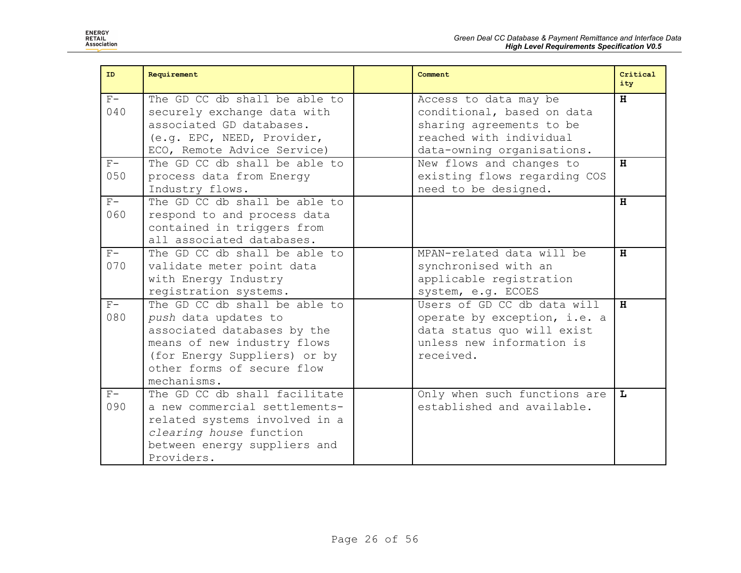| ID | Requirement | | Comment | Criticality |
|---|---|---|---|---|
| F-040 | The GD CC db shall be able to securely exchange data with associated GD databases. (e.g. EPC, NEED, Provider, ECO, Remote Advice Service) | | Access to data may be conditional, based on data sharing agreements to be reached with individual data-owning organisations. | **H** |
| F-050 | The GD CC db shall be able to process data from Energy Industry flows. | | New flows and changes to existing flows regarding COS need to be designed. | **H** |
| F-060 | The GD CC db shall be able to respond to and process data contained in triggers from all associated databases. | | | **H** |
| F-070 | The GD CC db shall be able to validate meter point data with Energy Industry registration systems. | | MPAN-related data will be synchronised with an applicable registration system, e.g. ECOES | **H** |
| F-080 | The GD CC db shall be able to *push* data updates to associated databases by the means of new industry flows (for Energy Suppliers) or by other forms of secure flow mechanisms. | | Users of GD CC db data will operate by exception, i.e. a data status quo will exist unless new information is received. | **H** |
| F-090 | The GD CC db shall facilitate a new commercial settlements-related systems involved in a *clearing house* function between energy suppliers and Providers. | | Only when such functions are established and available. | **L** |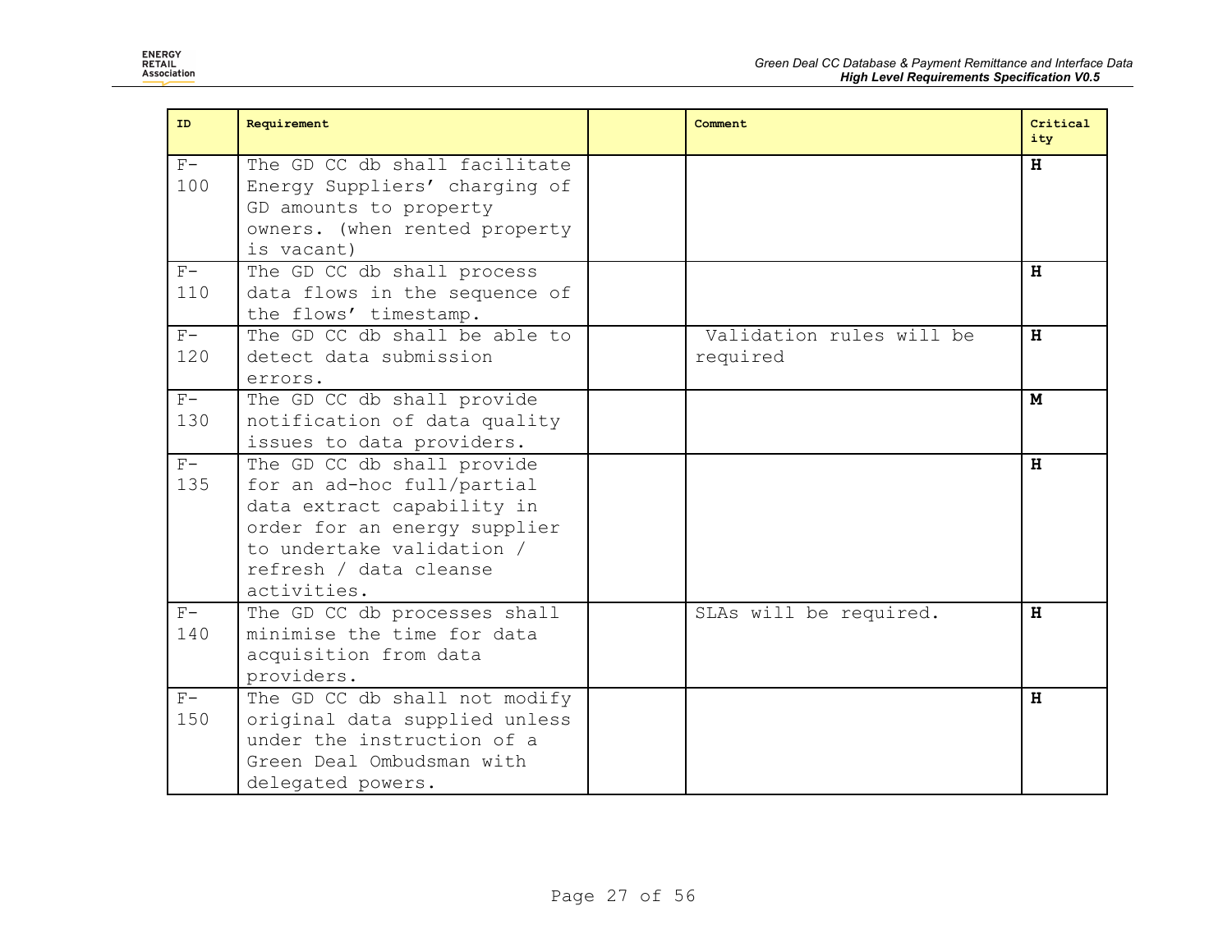| ID | Requirement | | Comment | Criticality |
|---|---|---|---|---|
| F-100 | The GD CC db shall facilitate Energy Suppliers' charging of GD amounts to property owners. (when rented property is vacant) | | | **H** |
| F-110 | The GD CC db shall process data flows in the sequence of the flows' timestamp. | | | **H** |
| F-120 | The GD CC db shall be able to detect data submission errors. | | Validation rules will be required | **H** |
| F-130 | The GD CC db shall provide notification of data quality issues to data providers. | | | **M** |
| F-135 | The GD CC db shall provide for an ad-hoc full/partial data extract capability in order for an energy supplier to undertake validation / refresh / data cleanse activities. | | | **H** |
| F-140 | The GD CC db processes shall minimise the time for data acquisition from data providers. | | SLAs will be required. | **H** |
| F-150 | The GD CC db shall not modify original data supplied unless under the instruction of a Green Deal Ombudsman with delegated powers. | | | **H** |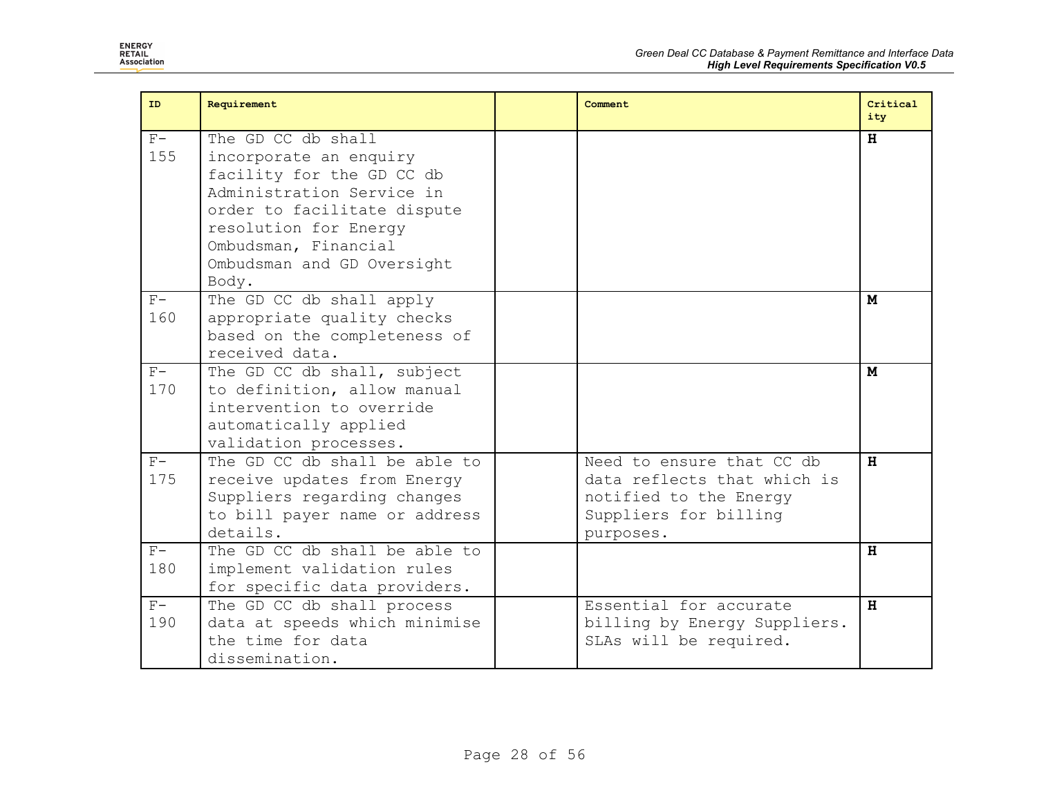| ID | Requirement | | Comment | Criticality |
|---|---|---|---|---|
| F-155 | The GD CC db shall incorporate an enquiry facility for the GD CC db Administration Service in order to facilitate dispute resolution for Energy Ombudsman, Financial Ombudsman and GD Oversight Body. | | | **H** |
| F-160 | The GD CC db shall apply appropriate quality checks based on the completeness of received data. | | | **M** |
| F-170 | The GD CC db shall, subject to definition, allow manual intervention to override automatically applied validation processes. | | | **M** |
| F-175 | The GD CC db shall be able to receive updates from Energy Suppliers regarding changes to bill payer name or address details. | | Need to ensure that CC db data reflects that which is notified to the Energy Suppliers for billing purposes. | **H** |
| F-180 | The GD CC db shall be able to implement validation rules for specific data providers. | | | **H** |
| F-190 | The GD CC db shall process data at speeds which minimise the time for data dissemination. | | Essential for accurate billing by Energy Suppliers. SLAs will be required. | **H** |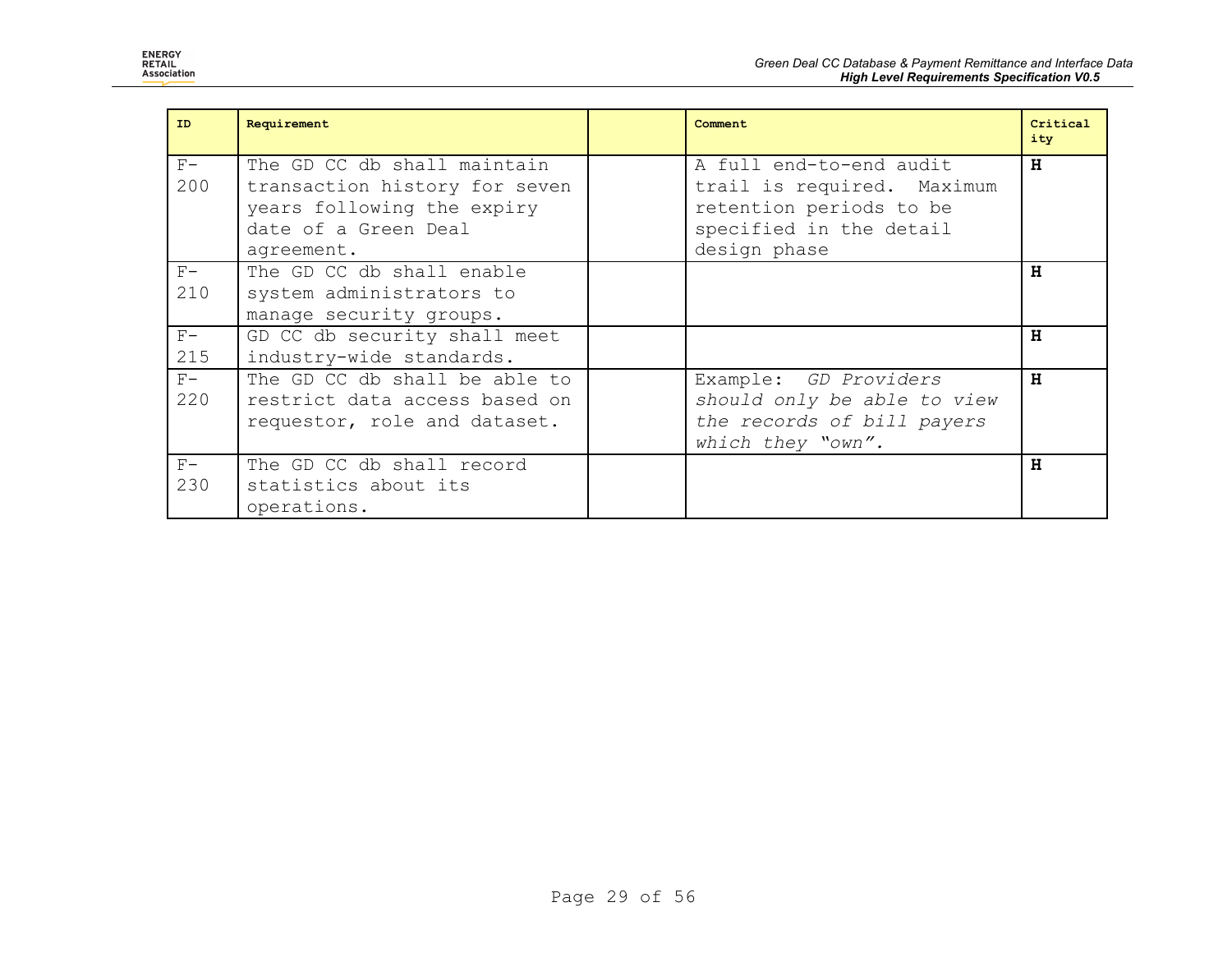| ID | Requirement | | Comment | Criticality |
|---|---|---|---|---|
| F-200 | The GD CC db shall maintain transaction history for seven years following the expiry date of a Green Deal agreement. | | A full end-to-end audit trail is required. Maximum retention periods to be specified in the detail design phase | **H** |
| F-210 | The GD CC db shall enable system administrators to manage security groups. | | | **H** |
| F-215 | GD CC db security shall meet industry-wide standards. | | | **H** |
| F-220 | The GD CC db shall be able to restrict data access based on requestor, role and dataset. | | Example: *GD Providers should only be able to view the records of bill payers which they "own".* | **H** |
| F-230 | The GD CC db shall record statistics about its operations. | | | **H** |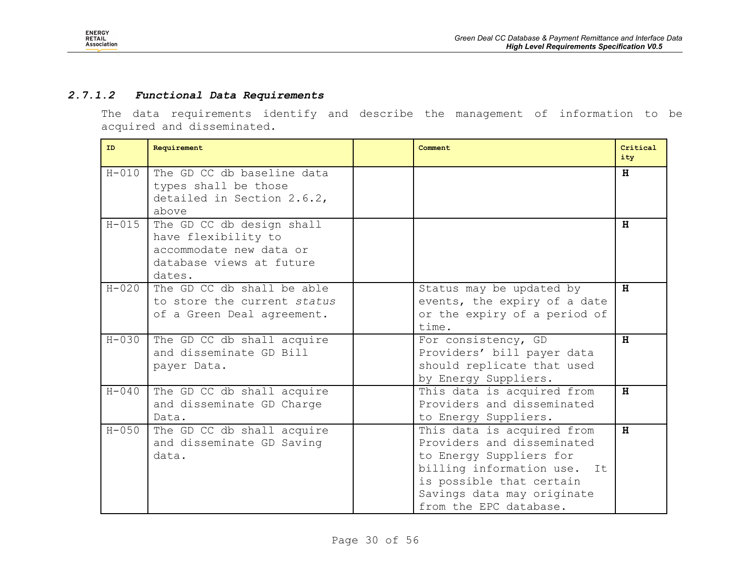#### 2.7.1.2 *Functional Data Requirements*

The data requirements identify and describe the management of information to be acquired and disseminated.

| ID | Requirement | | Comment | Criticality |
|---|---|---|---|---|
| H-010 | The GD CC db baseline data types shall be those detailed in Section 2.6.2, above | | | **H** |
| H-015 | The GD CC db design shall have flexibility to accommodate new data or database views at future dates. | | | **H** |
| H-020 | The GD CC db shall be able to store the current *status* of a Green Deal agreement. | | Status may be updated by events, the expiry of a date or the expiry of a period of time. | **H** |
| H-030 | The GD CC db shall acquire and disseminate GD Bill payer Data. | | For consistency, GD Providers' bill payer data should replicate that used by Energy Suppliers. | **H** |
| H-040 | The GD CC db shall acquire and disseminate GD Charge Data. | | This data is acquired from Providers and disseminated to Energy Suppliers. | **H** |
| H-050 | The GD CC db shall acquire and disseminate GD Saving data. | | This data is acquired from Providers and disseminated to Energy Suppliers for billing information use. It is possible that certain Savings data may originate from the EPC database. | **H** |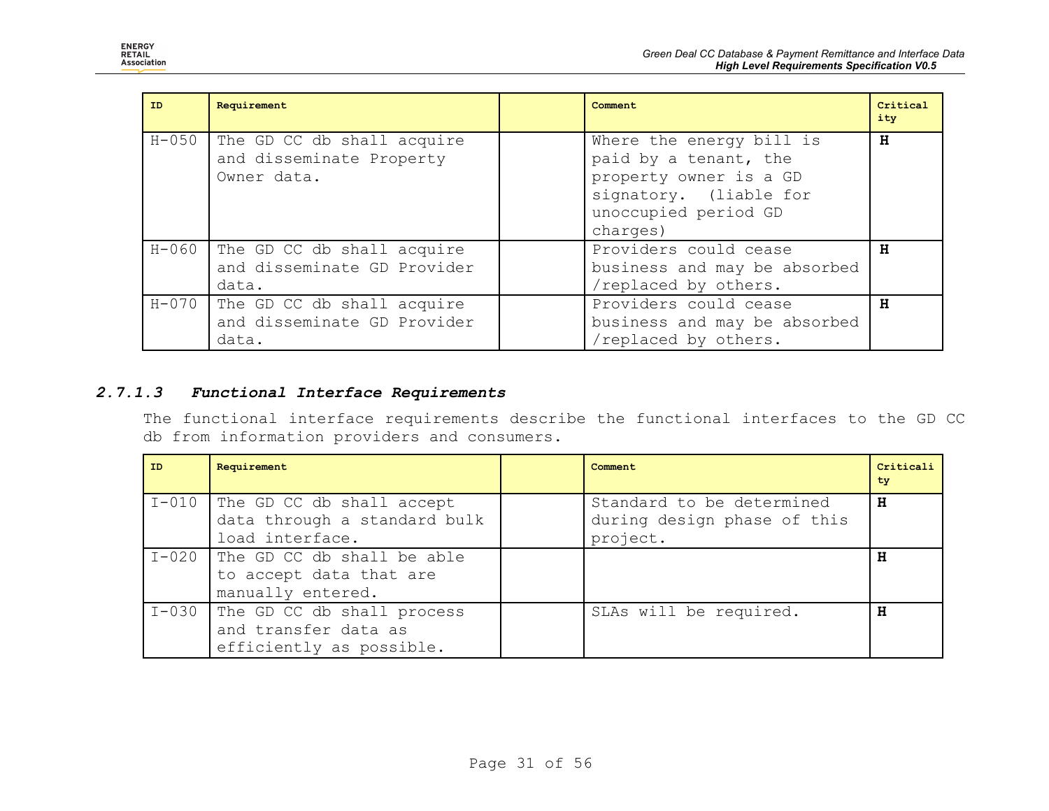| ID | Requirement | | Comment | Criticality |
|---|---|---|---|---|
| H-050 | The GD CC db shall acquire and disseminate Property Owner data. | | Where the energy bill is paid by a tenant, the property owner is a GD signatory. (liable for unoccupied period GD charges) | **H** |
| H-060 | The GD CC db shall acquire and disseminate GD Provider data. | | Providers could cease business and may be absorbed /replaced by others. | **H** |
| H-070 | The GD CC db shall acquire and disseminate GD Provider data. | | Providers could cease business and may be absorbed /replaced by others. | **H** |

### *2.7.1.3 Functional Interface Requirements*

The functional interface requirements describe the functional interfaces to the GD CC db from information providers and consumers.

| ID | Requirement | | Comment | Criticality |
|---|---|---|---|---|
| I-010 | The GD CC db shall accept data through a standard bulk load interface. | | Standard to be determined during design phase of this project. | **H** |
| I-020 | The GD CC db shall be able to accept data that are manually entered. | | | **H** |
| I-030 | The GD CC db shall process and transfer data as efficiently as possible. | | SLAs will be required. | **H** |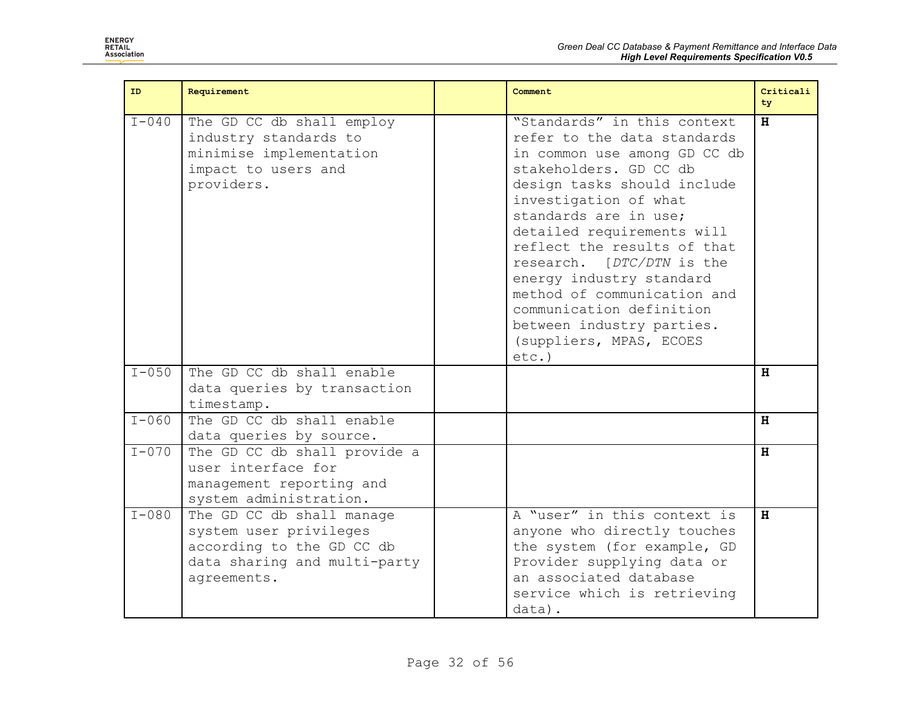| ID | Requirement | | Comment | Criticality |
|---|---|---|---|---|
| I-040 | The GD CC db shall employ industry standards to minimise implementation impact to users and providers. | | "Standards" in this context refer to the data standards in common use among GD CC db stakeholders. GD CC db design tasks should include investigation of what standards are in use; detailed requirements will reflect the results of that research. [*DTC/DTN* is the energy industry standard method of communication and communication definition between industry parties. (suppliers, MPAS, ECOES etc.) | **H** |
| I-050 | The GD CC db shall enable data queries by transaction timestamp. | | | **H** |
| I-060 | The GD CC db shall enable data queries by source. | | | **H** |
| I-070 | The GD CC db shall provide a user interface for management reporting and system administration. | | | **H** |
| I-080 | The GD CC db shall manage system user privileges according to the GD CC db data sharing and multi-party agreements. | | A "user" in this context is anyone who directly touches the system (for example, GD Provider supplying data or an associated database service which is retrieving data). | **H** |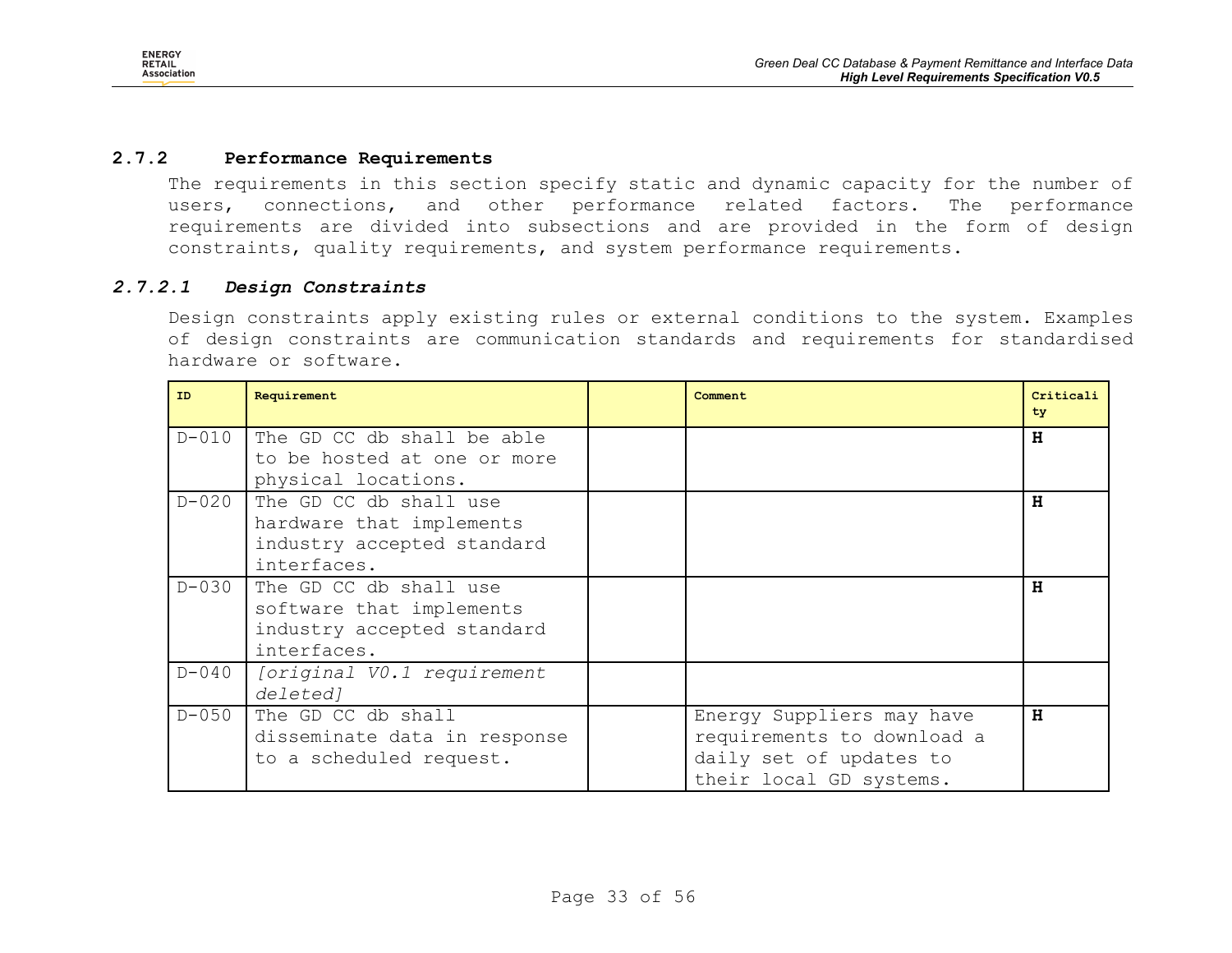### 2.7.2 Performance Requirements

The requirements in this section specify static and dynamic capacity for the number of users, connections, and other performance related factors. The performance requirements are divided into subsections and are provided in the form of design constraints, quality requirements, and system performance requirements.

#### *2.7.2.1 Design Constraints*

Design constraints apply existing rules or external conditions to the system. Examples of design constraints are communication standards and requirements for standardised hardware or software.

| ID | Requirement | | Comment | Criticality |
|---|---|---|---|---|
| D-010 | The GD CC db shall be able to be hosted at one or more physical locations. | | | **H** |
| D-020 | The GD CC db shall use hardware that implements industry accepted standard interfaces. | | | **H** |
| D-030 | The GD CC db shall use software that implements industry accepted standard interfaces. | | | **H** |
| D-040 | *[original V0.1 requirement deleted]* | | | |
| D-050 | The GD CC db shall disseminate data in response to a scheduled request. | | Energy Suppliers may have requirements to download a daily set of updates to their local GD systems. | **H** |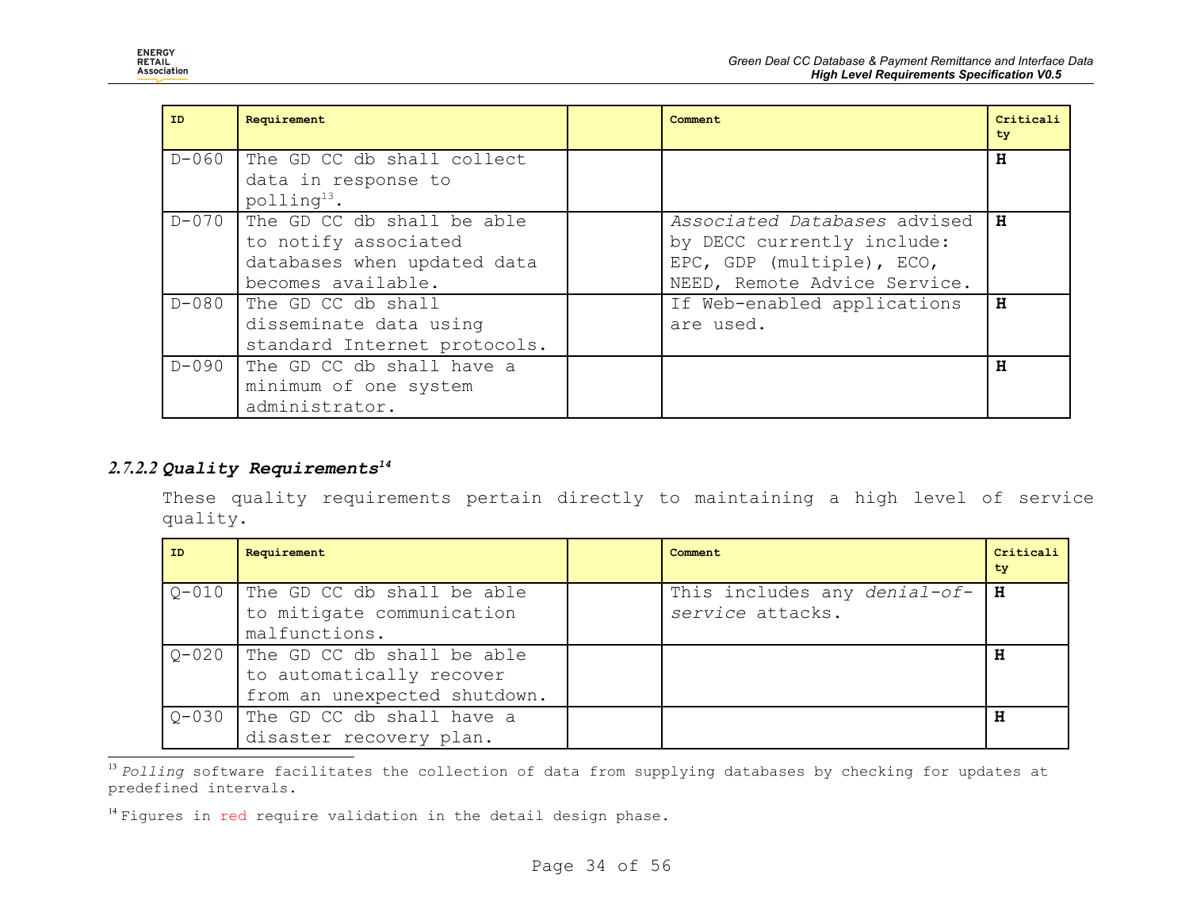| ID | Requirement | | Comment | Criticality |
|---|---|---|---|---|
| D-060 | The GD CC db shall collect data in response to polling[13]. | | | **H** |
| D-070 | The GD CC db shall be able to notify associated databases when updated data becomes available. | | *Associated Databases* advised by DECC currently include: EPC, GDP (multiple), ECO, NEED, Remote Advice Service. | **H** |
| D-080 | The GD CC db shall disseminate data using standard Internet protocols. | | If Web-enabled applications are used. | **H** |
| D-090 | The GD CC db shall have a minimum of one system administrator. | | | **H** |

### 2.7.2.2 Quality Requirements[14]

These quality requirements pertain directly to maintaining a high level of service quality.

| ID | Requirement | | Comment | Criticality |
|---|---|---|---|---|
| Q-010 | The GD CC db shall be able to mitigate communication malfunctions. | | This includes any *denial-of-service* attacks. | **H** |
| Q-020 | The GD CC db shall be able to automatically recover from an unexpected shutdown. | | | **H** |
| Q-030 | The GD CC db shall have a disaster recovery plan. | | | **H** |

[13] *Polling* software facilitates the collection of data from supplying databases by checking for updates at predefined intervals.

[14] Figures in red require validation in the detail design phase.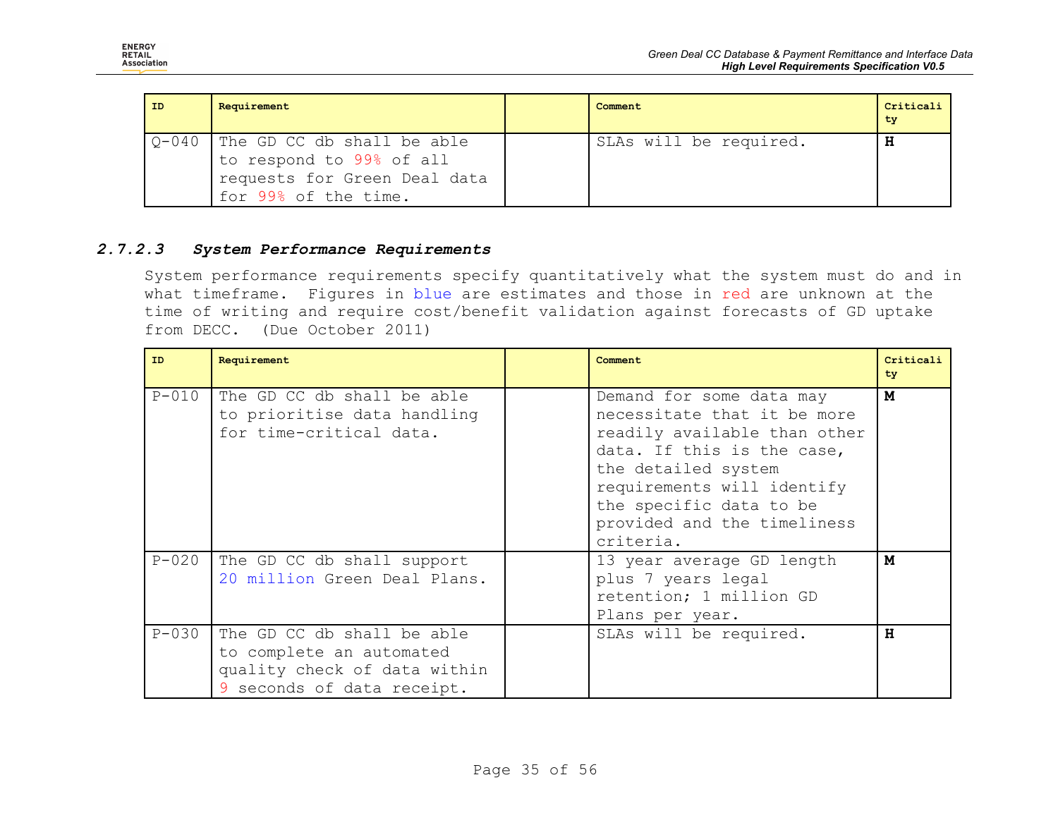| ID | Requirement | | Comment | Criticality |
|---|---|---|---|---|
| Q-040 | The GD CC db shall be able to respond to 99% of all requests for Green Deal data for 99% of the time. | | SLAs will be required. | **H** |

#### *2.7.2.3 System Performance Requirements*

System performance requirements specify quantitatively what the system must do and in what timeframe. Figures in blue are estimates and those in red are unknown at the time of writing and require cost/benefit validation against forecasts of GD uptake from DECC. (Due October 2011)

| ID | Requirement | | Comment | Criticality |
|---|---|---|---|---|
| P-010 | The GD CC db shall be able to prioritise data handling for time-critical data. | | Demand for some data may necessitate that it be more readily available than other data. If this is the case, the detailed system requirements will identify the specific data to be provided and the timeliness criteria. | **M** |
| P-020 | The GD CC db shall support 20 million Green Deal Plans. | | 13 year average GD length plus 7 years legal retention; 1 million GD Plans per year. | **M** |
| P-030 | The GD CC db shall be able to complete an automated quality check of data within 9 seconds of data receipt. | | SLAs will be required. | **H** |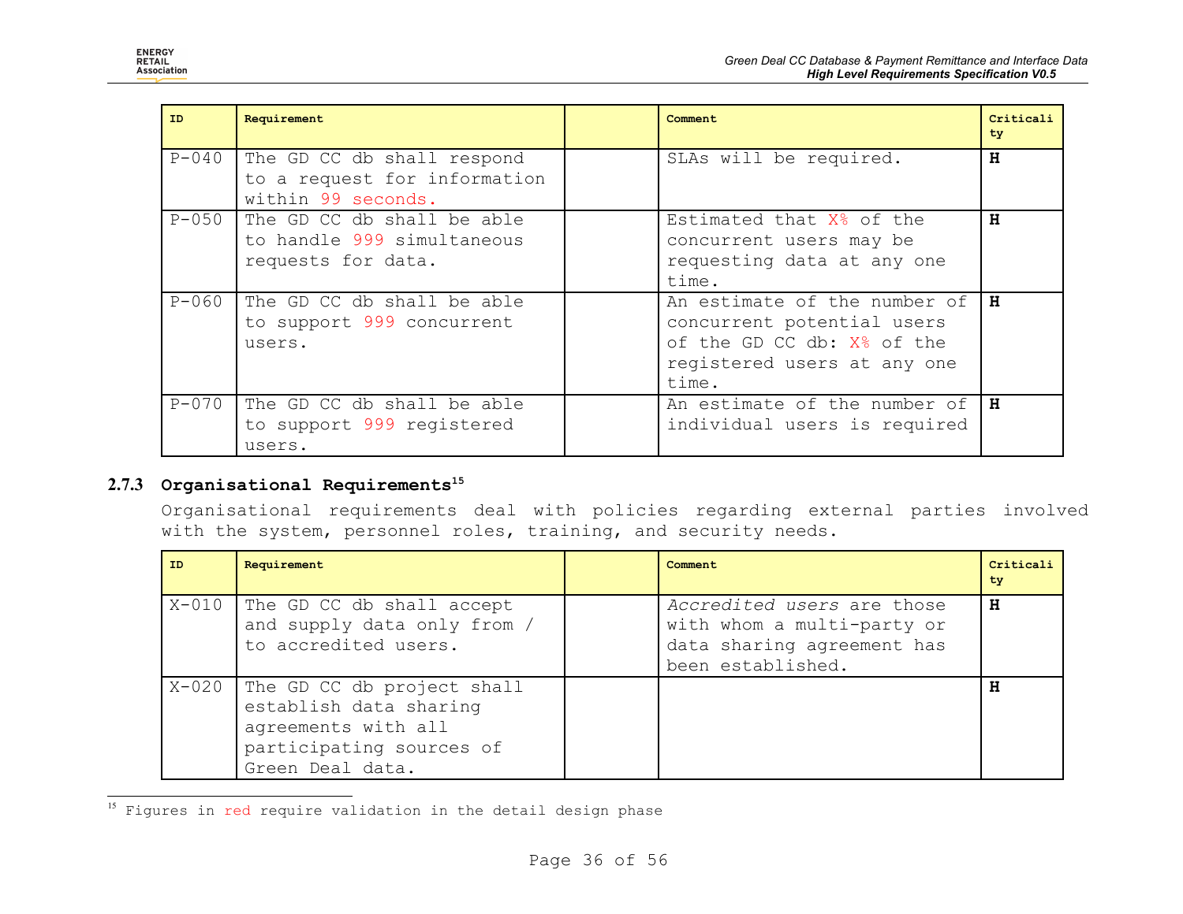| ID | Requirement | | Comment | Criticality |
|---|---|---|---|---|
| P-040 | The GD CC db shall respond to a request for information within 99 seconds. | | SLAs will be required. | **H** |
| P-050 | The GD CC db shall be able to handle 999 simultaneous requests for data. | | Estimated that X% of the concurrent users may be requesting data at any one time. | **H** |
| P-060 | The GD CC db shall be able to support 999 concurrent users. | | An estimate of the number of concurrent potential users of the GD CC db: X% of the registered users at any one time. | **H** |
| P-070 | The GD CC db shall be able to support 999 registered users. | | An estimate of the number of individual users is required | **H** |

### 2.7.3 Organisational Requirements[15]

Organisational requirements deal with policies regarding external parties involved with the system, personnel roles, training, and security needs.

| ID | Requirement | | Comment | Criticality |
|---|---|---|---|---|
| X-010 | The GD CC db shall accept and supply data only from / to accredited users. | | *Accredited users* are those with whom a multi-party or data sharing agreement has been established. | **H** |
| X-020 | The GD CC db project shall establish data sharing agreements with all participating sources of Green Deal data. | | | **H** |

[15] Figures in red require validation in the detail design phase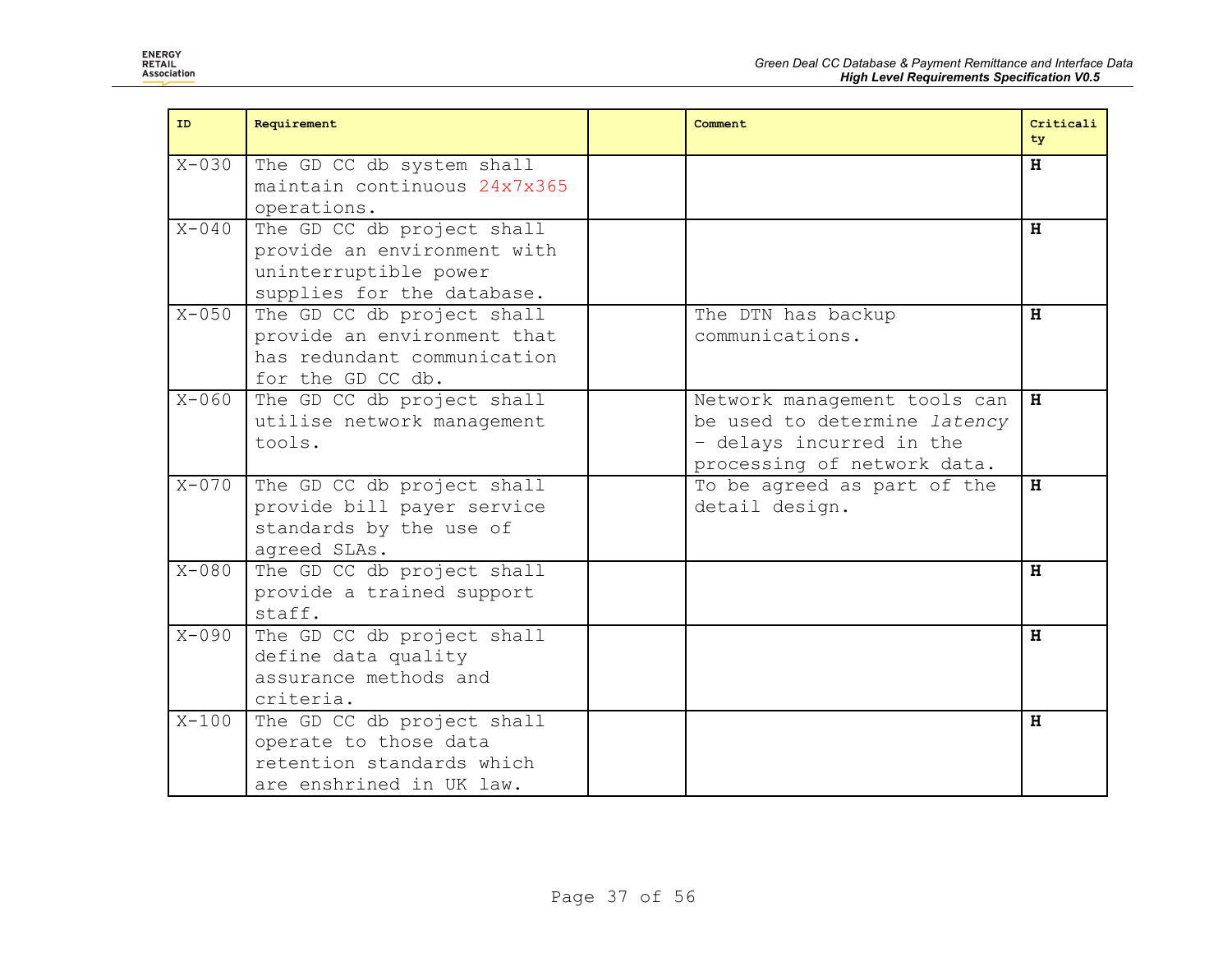| ID | Requirement | | Comment | Criticality |
|---|---|---|---|---|
| X-030 | The GD CC db system shall maintain continuous 24x7x365 operations. | | | **H** |
| X-040 | The GD CC db project shall provide an environment with uninterruptible power supplies for the database. | | | **H** |
| X-050 | The GD CC db project shall provide an environment that has redundant communication for the GD CC db. | | The DTN has backup communications. | **H** |
| X-060 | The GD CC db project shall utilise network management tools. | | Network management tools can be used to determine *latency* - delays incurred in the processing of network data. | **H** |
| X-070 | The GD CC db project shall provide bill payer service standards by the use of agreed SLAs. | | To be agreed as part of the detail design. | **H** |
| X-080 | The GD CC db project shall provide a trained support staff. | | | **H** |
| X-090 | The GD CC db project shall define data quality assurance methods and criteria. | | | **H** |
| X-100 | The GD CC db project shall operate to those data retention standards which are enshrined in UK law. | | | **H** |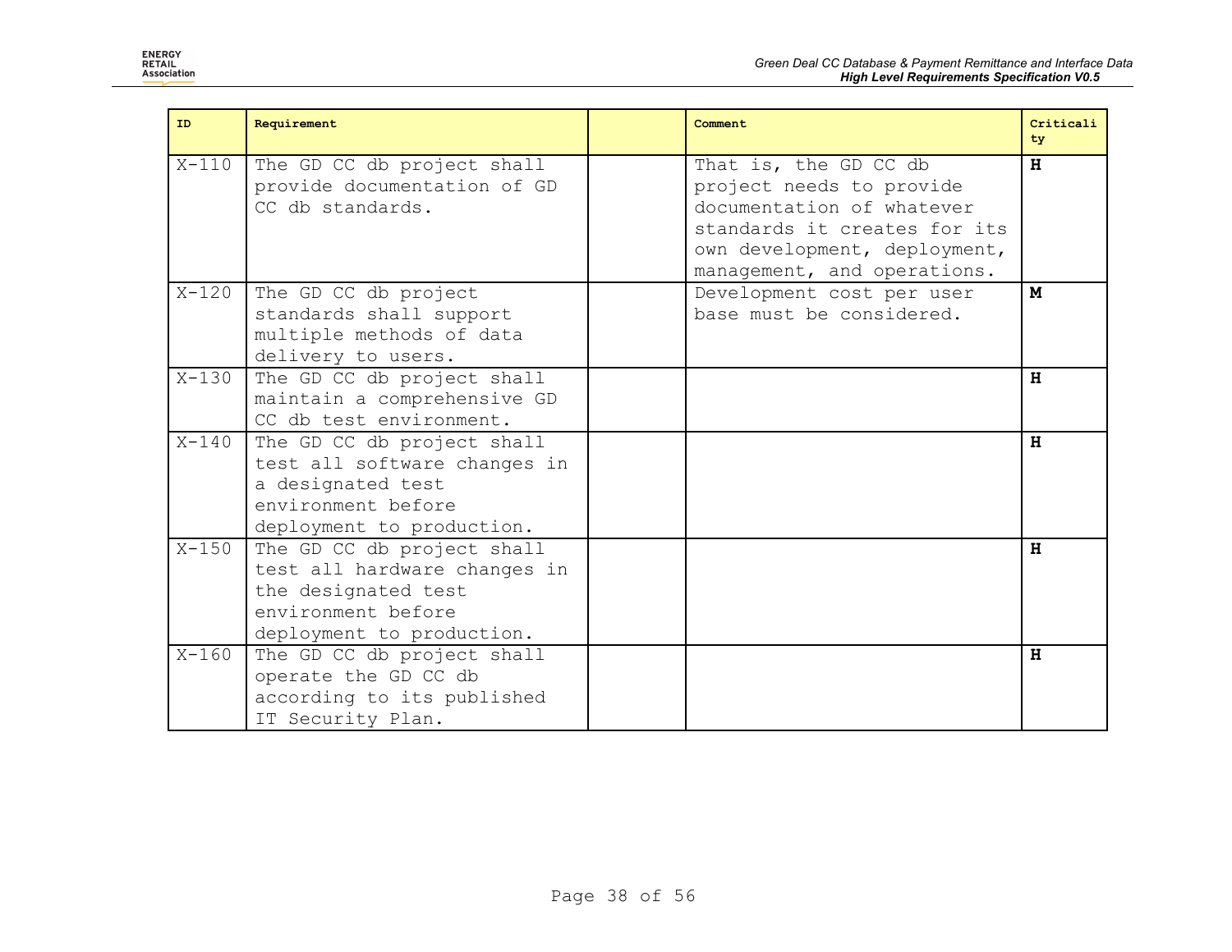| ID | Requirement | | Comment | Criticality |
|---|---|---|---|---|
| X-110 | The GD CC db project shall provide documentation of GD CC db standards. | | That is, the GD CC db project needs to provide documentation of whatever standards it creates for its own development, deployment, management, and operations. | **H** |
| X-120 | The GD CC db project standards shall support multiple methods of data delivery to users. | | Development cost per user base must be considered. | **M** |
| X-130 | The GD CC db project shall maintain a comprehensive GD CC db test environment. | | | **H** |
| X-140 | The GD CC db project shall test all software changes in a designated test environment before deployment to production. | | | **H** |
| X-150 | The GD CC db project shall test all hardware changes in the designated test environment before deployment to production. | | | **H** |
| X-160 | The GD CC db project shall operate the GD CC db according to its published IT Security Plan. | | | **H** |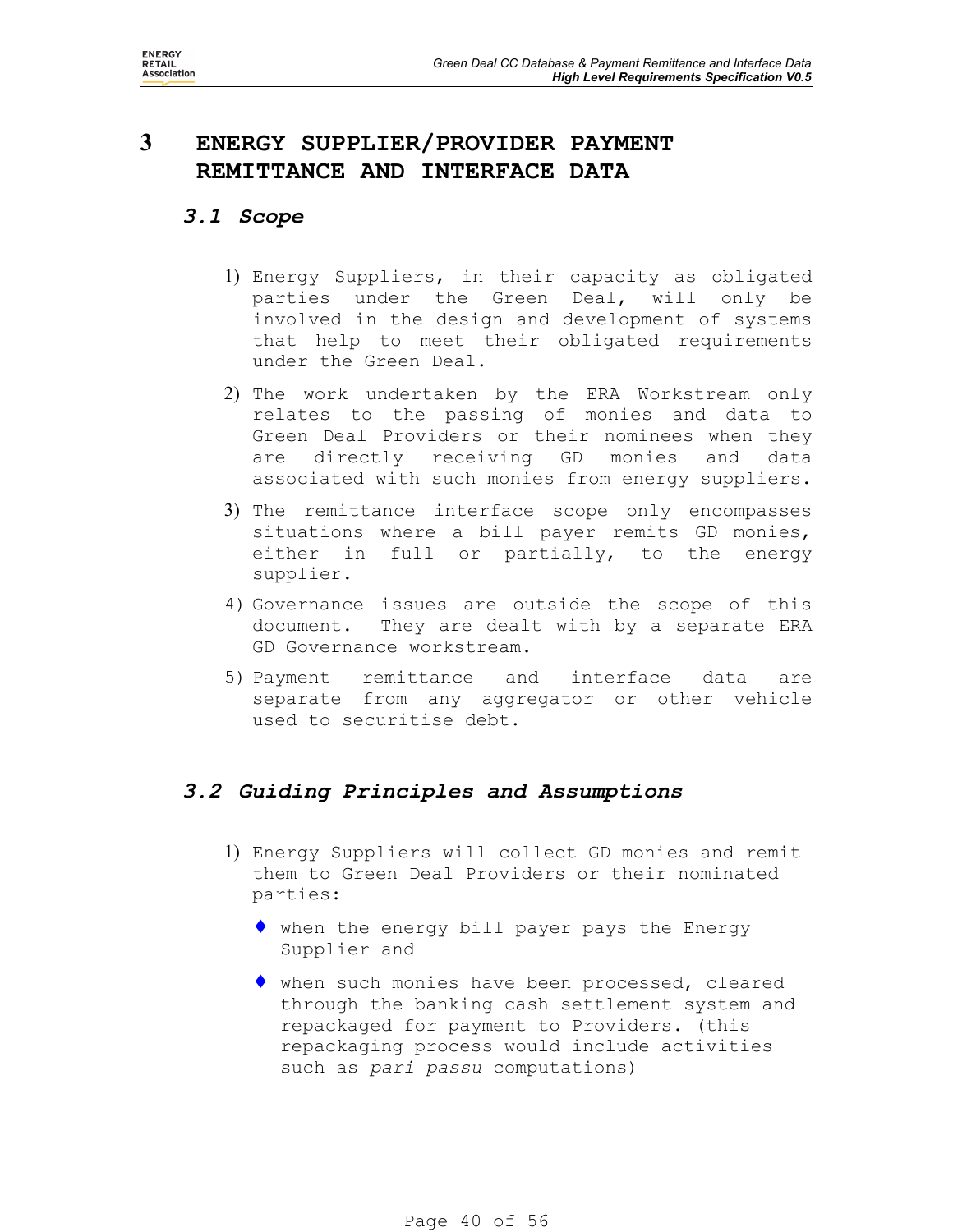# 3 ENERGY SUPPLIER/PROVIDER PAYMENT REMITTANCE AND INTERFACE DATA

## 3.1 Scope

1) Energy Suppliers, in their capacity as obligated parties under the Green Deal, will only be involved in the design and development of systems that help to meet their obligated requirements under the Green Deal.

2) The work undertaken by the ERA Workstream only relates to the passing of monies and data to Green Deal Providers or their nominees when they are directly receiving GD monies and data associated with such monies from energy suppliers.

3) The remittance interface scope only encompasses situations where a bill payer remits GD monies, either in full or partially, to the energy supplier.

4) Governance issues are outside the scope of this document. They are dealt with by a separate ERA GD Governance workstream.

5) Payment remittance and interface data are separate from any aggregator or other vehicle used to securitise debt.

## 3.2 Guiding Principles and Assumptions

1) Energy Suppliers will collect GD monies and remit them to Green Deal Providers or their nominated parties:

   - when the energy bill payer pays the Energy Supplier and

   - when such monies have been processed, cleared through the banking cash settlement system and repackaged for payment to Providers. (this repackaging process would include activities such as *pari passu* computations)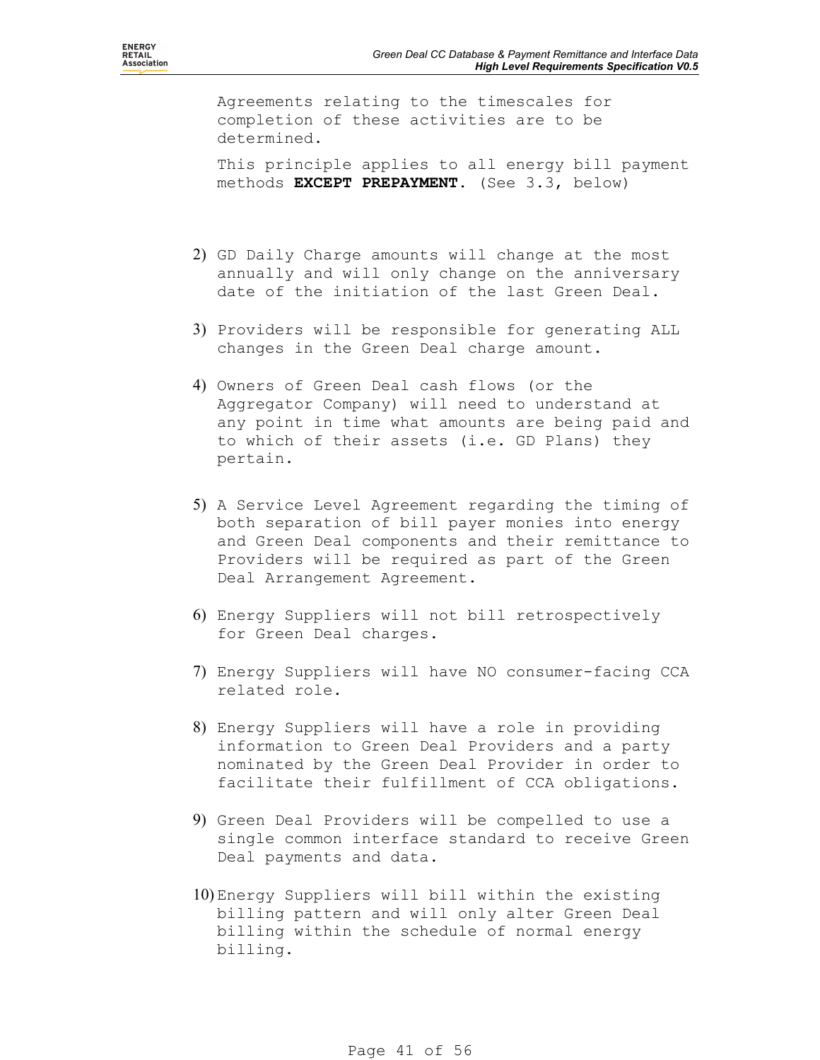Agreements relating to the timescales for completion of these activities are to be determined.

This principle applies to all energy bill payment methods **EXCEPT PREPAYMENT**. (See 3.3, below)

2) GD Daily Charge amounts will change at the most annually and will only change on the anniversary date of the initiation of the last Green Deal.

3) Providers will be responsible for generating ALL changes in the Green Deal charge amount.

4) Owners of Green Deal cash flows (or the Aggregator Company) will need to understand at any point in time what amounts are being paid and to which of their assets (i.e. GD Plans) they pertain.

5) A Service Level Agreement regarding the timing of both separation of bill payer monies into energy and Green Deal components and their remittance to Providers will be required as part of the Green Deal Arrangement Agreement.

6) Energy Suppliers will not bill retrospectively for Green Deal charges.

7) Energy Suppliers will have NO consumer-facing CCA related role.

8) Energy Suppliers will have a role in providing information to Green Deal Providers and a party nominated by the Green Deal Provider in order to facilitate their fulfillment of CCA obligations.

9) Green Deal Providers will be compelled to use a single common interface standard to receive Green Deal payments and data.

10) Energy Suppliers will bill within the existing billing pattern and will only alter Green Deal billing within the schedule of normal energy billing.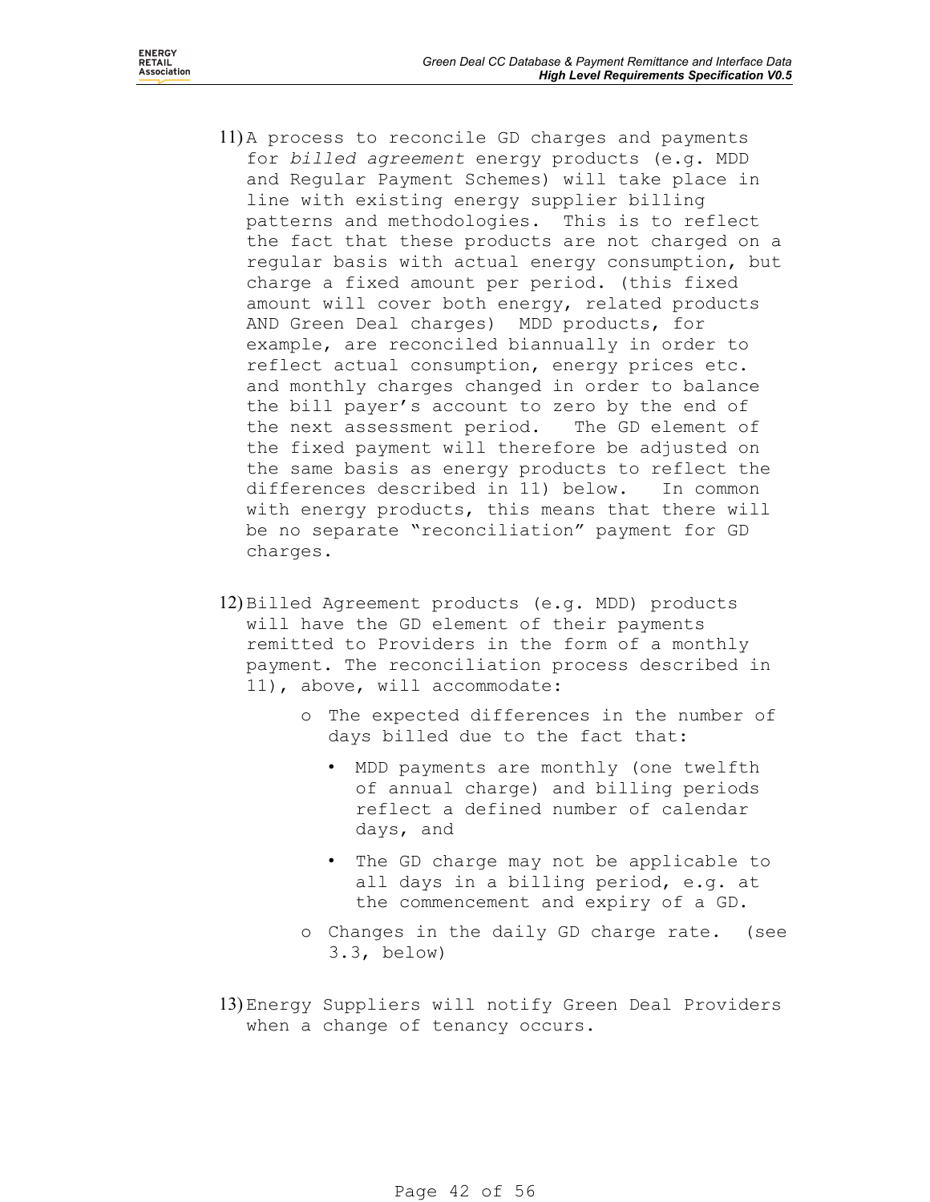11) A process to reconcile GD charges and payments for *billed agreement* energy products (e.g. MDD and Regular Payment Schemes) will take place in line with existing energy supplier billing patterns and methodologies. This is to reflect the fact that these products are not charged on a regular basis with actual energy consumption, but charge a fixed amount per period. (this fixed amount will cover both energy, related products AND Green Deal charges) MDD products, for example, are reconciled biannually in order to reflect actual consumption, energy prices etc. and monthly charges changed in order to balance the bill payer's account to zero by the end of the next assessment period. The GD element of the fixed payment will therefore be adjusted on the same basis as energy products to reflect the differences described in 11) below. In common with energy products, this means that there will be no separate "reconciliation" payment for GD charges.

12) Billed Agreement products (e.g. MDD) products will have the GD element of their payments remitted to Providers in the form of a monthly payment. The reconciliation process described in 11), above, will accommodate:

   - The expected differences in the number of days billed due to the fact that:
     - MDD payments are monthly (one twelfth of annual charge) and billing periods reflect a defined number of calendar days, and
     - The GD charge may not be applicable to all days in a billing period, e.g. at the commencement and expiry of a GD.
   - Changes in the daily GD charge rate. (see 3.3, below)

13) Energy Suppliers will notify Green Deal Providers when a change of tenancy occurs.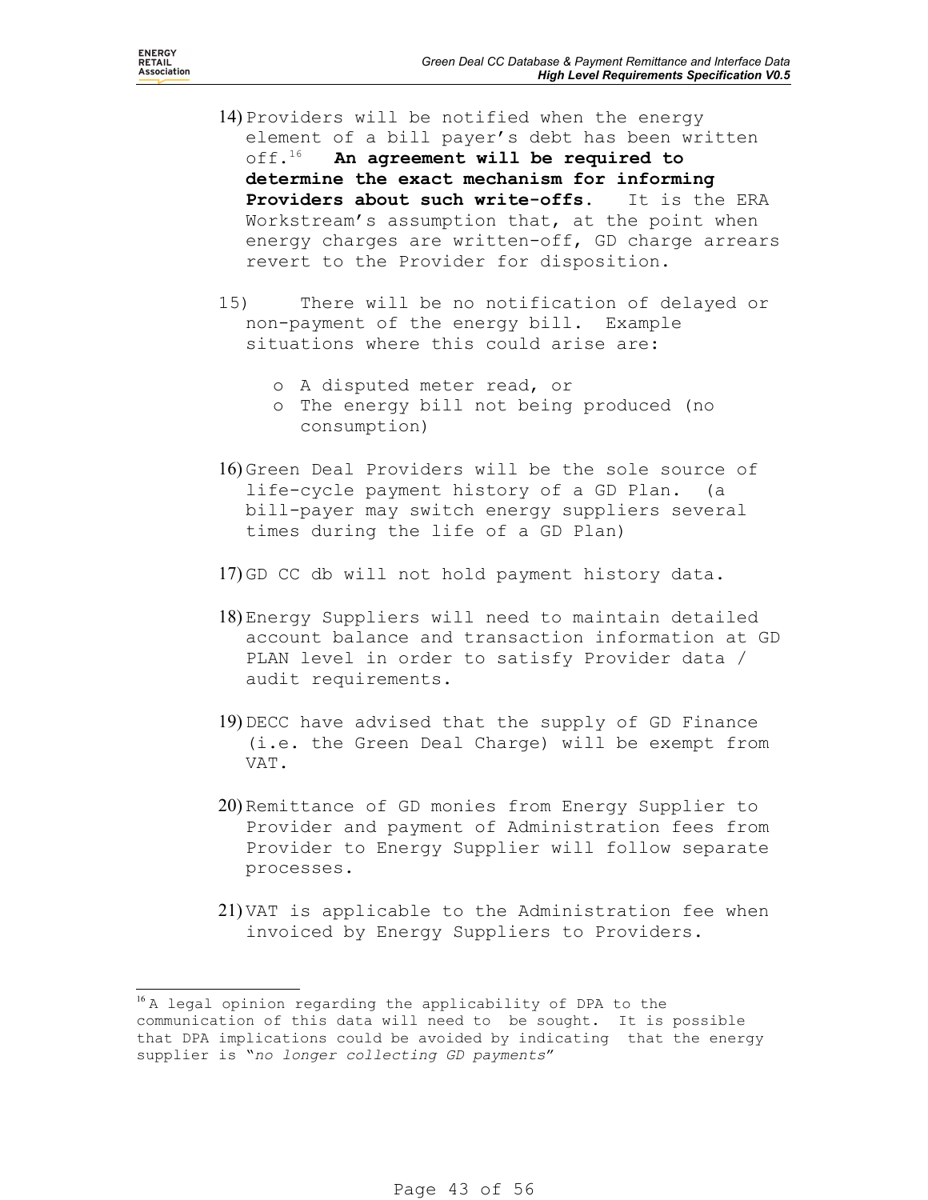14) Providers will be notified when the energy element of a bill payer's debt has been written off.[16] **An agreement will be required to determine the exact mechanism for informing Providers about such write-offs.** It is the ERA Workstream's assumption that, at the point when energy charges are written-off, GD charge arrears revert to the Provider for disposition.

15) There will be no notification of delayed or non-payment of the energy bill. Example situations where this could arise are:

    - A disputed meter read, or
    - The energy bill not being produced (no consumption)

16) Green Deal Providers will be the sole source of life-cycle payment history of a GD Plan. (a bill-payer may switch energy suppliers several times during the life of a GD Plan)

17) GD CC db will not hold payment history data.

18) Energy Suppliers will need to maintain detailed account balance and transaction information at GD PLAN level in order to satisfy Provider data / audit requirements.

19) DECC have advised that the supply of GD Finance (i.e. the Green Deal Charge) will be exempt from VAT.

20) Remittance of GD monies from Energy Supplier to Provider and payment of Administration fees from Provider to Energy Supplier will follow separate processes.

21) VAT is applicable to the Administration fee when invoiced by Energy Suppliers to Providers.

---

[16] A legal opinion regarding the applicability of DPA to the communication of this data will need to be sought. It is possible that DPA implications could be avoided by indicating that the energy supplier is "*no longer collecting GD payments*"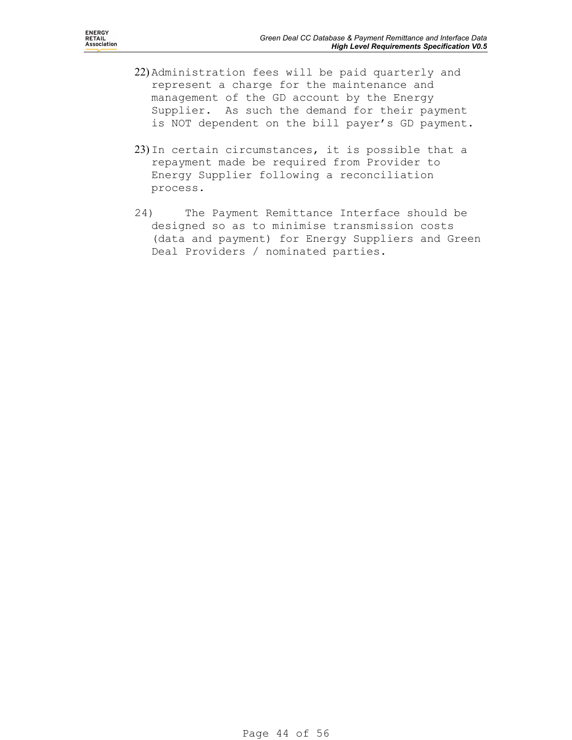22) Administration fees will be paid quarterly and represent a charge for the maintenance and management of the GD account by the Energy Supplier. As such the demand for their payment is NOT dependent on the bill payer's GD payment.

23) In certain circumstances, it is possible that a repayment made be required from Provider to Energy Supplier following a reconciliation process.

24) The Payment Remittance Interface should be designed so as to minimise transmission costs (data and payment) for Energy Suppliers and Green Deal Providers / nominated parties.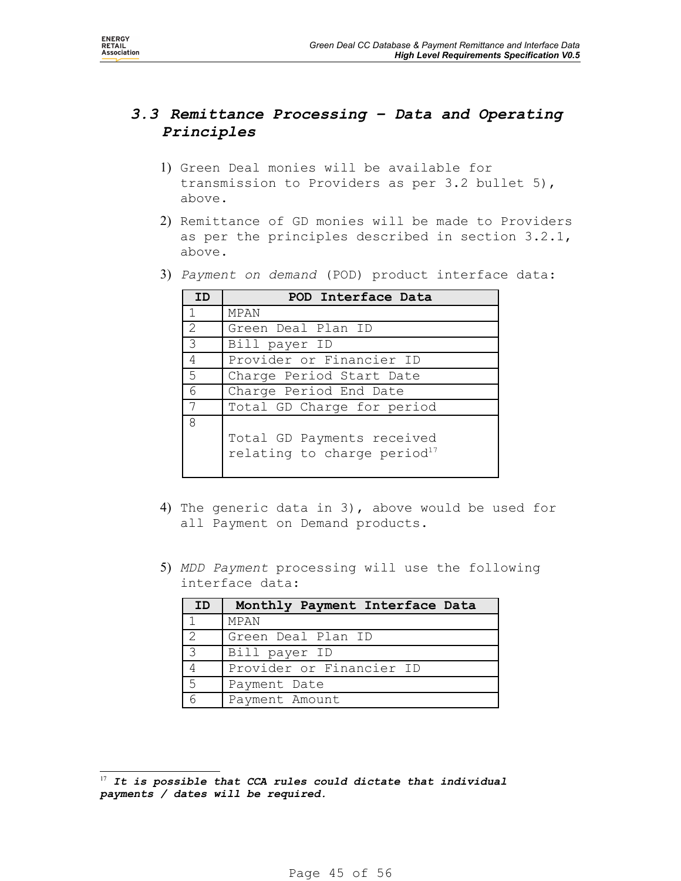### 3.3 Remittance Processing – Data and Operating Principles

1) Green Deal monies will be available for transmission to Providers as per 3.2 bullet 5), above.

2) Remittance of GD monies will be made to Providers as per the principles described in section 3.2.1, above.

3) *Payment on demand* (POD) product interface data:

| ID | POD Interface Data |
|---|---|
| 1 | MPAN |
| 2 | Green Deal Plan ID |
| 3 | Bill payer ID |
| 4 | Provider or Financier ID |
| 5 | Charge Period Start Date |
| 6 | Charge Period End Date |
| 7 | Total GD Charge for period |
| 8 | Total GD Payments received relating to charge period[17] |

4) The generic data in 3), above would be used for all Payment on Demand products.

5) *MDD Payment* processing will use the following interface data:

| ID | Monthly Payment Interface Data |
|---|---|
| 1 | MPAN |
| 2 | Green Deal Plan ID |
| 3 | Bill payer ID |
| 4 | Provider or Financier ID |
| 5 | Payment Date |
| 6 | Payment Amount |

[17] ***It is possible that CCA rules could dictate that individual payments / dates will be required.***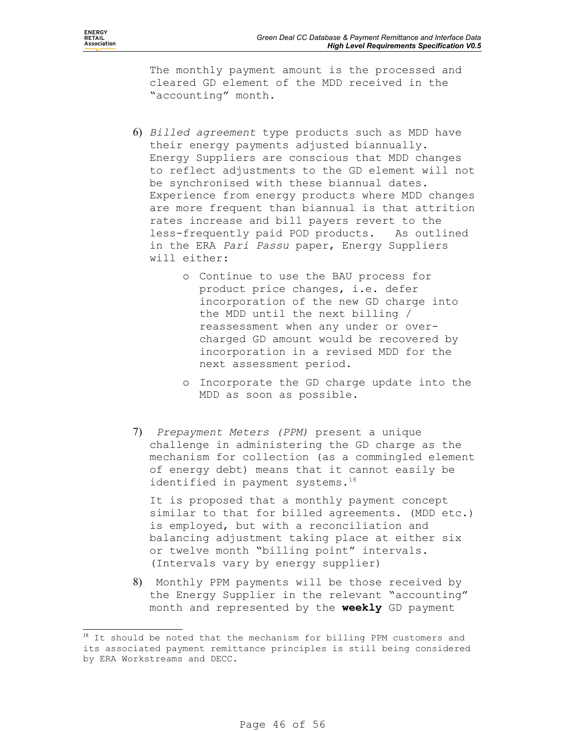The monthly payment amount is the processed and cleared GD element of the MDD received in the "accounting" month.

6) *Billed agreement* type products such as MDD have their energy payments adjusted biannually. Energy Suppliers are conscious that MDD changes to reflect adjustments to the GD element will not be synchronised with these biannual dates. Experience from energy products where MDD changes are more frequent than biannual is that attrition rates increase and bill payers revert to the less-frequently paid POD products. As outlined in the ERA *Pari Passu* paper, Energy Suppliers will either:

   - Continue to use the BAU process for product price changes, i.e. defer incorporation of the new GD charge into the MDD until the next billing / reassessment when any under or over-charged GD amount would be recovered by incorporation in a revised MDD for the next assessment period.
   - Incorporate the GD charge update into the MDD as soon as possible.

7) *Prepayment Meters (PPM)* present a unique challenge in administering the GD charge as the mechanism for collection (as a commingled element of energy debt) means that it cannot easily be identified in payment systems.[18]

   It is proposed that a monthly payment concept similar to that for billed agreements. (MDD etc.) is employed, but with a reconciliation and balancing adjustment taking place at either six or twelve month "billing point" intervals. (Intervals vary by energy supplier)

8) Monthly PPM payments will be those received by the Energy Supplier in the relevant "accounting" month and represented by the **weekly** GD payment

[18] It should be noted that the mechanism for billing PPM customers and its associated payment remittance principles is still being considered by ERA Workstreams and DECC.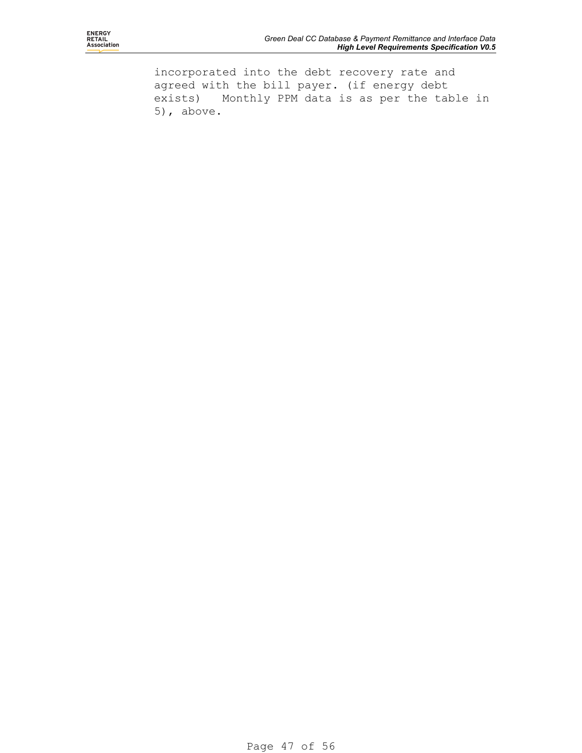incorporated into the debt recovery rate and agreed with the bill payer. (if energy debt exists)   Monthly PPM data is as per the table in 5), above.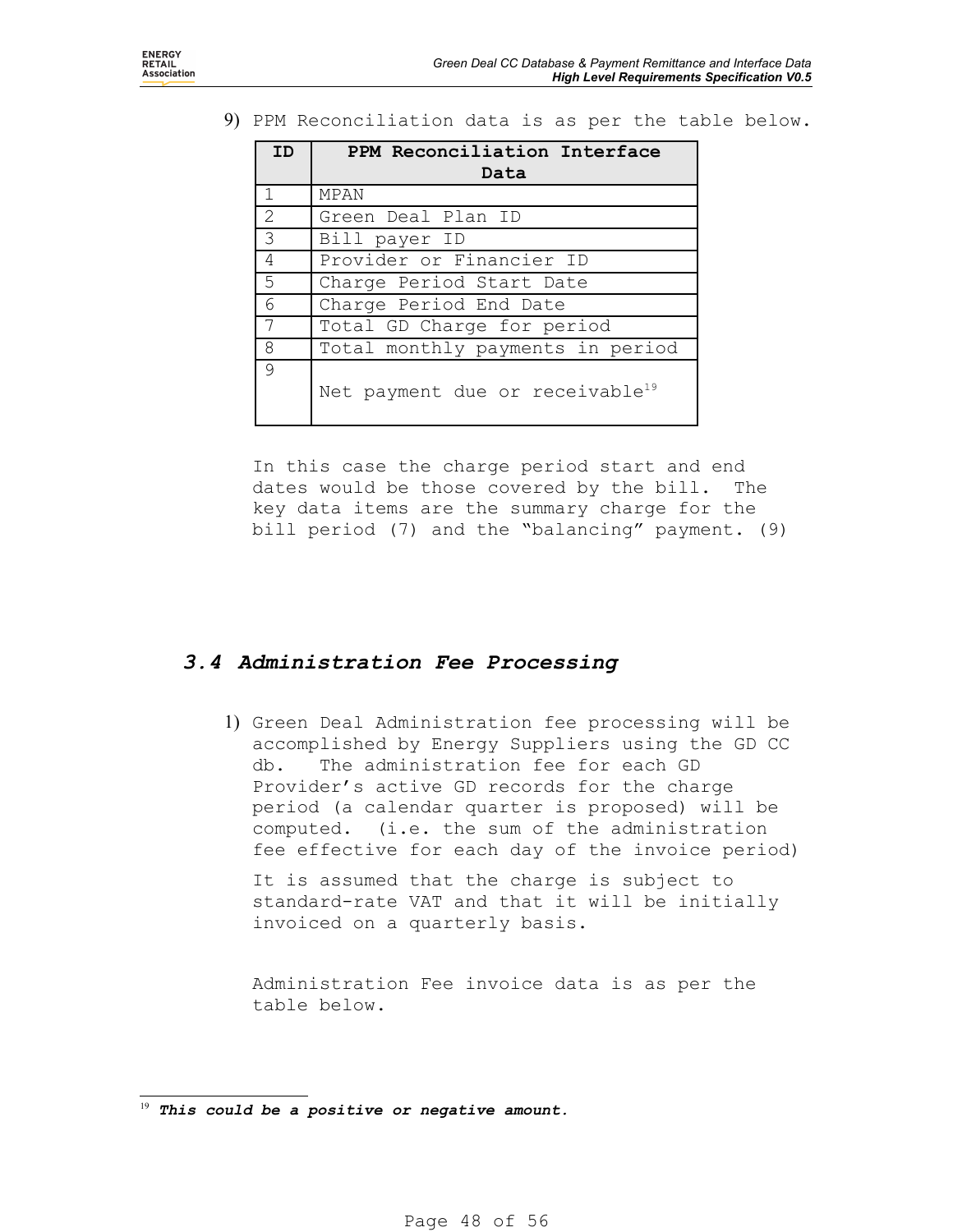9) PPM Reconciliation data is as per the table below.

| ID | PPM Reconciliation Interface Data |
|---|---|
| 1 | MPAN |
| 2 | Green Deal Plan ID |
| 3 | Bill payer ID |
| 4 | Provider or Financier ID |
| 5 | Charge Period Start Date |
| 6 | Charge Period End Date |
| 7 | Total GD Charge for period |
| 8 | Total monthly payments in period |
| 9 | Net payment due or receivable[19] |

In this case the charge period start and end dates would be those covered by the bill. The key data items are the summary charge for the bill period (7) and the "balancing" payment. (9)

### 3.4 Administration Fee Processing

1) Green Deal Administration fee processing will be accomplished by Energy Suppliers using the GD CC db. The administration fee for each GD Provider's active GD records for the charge period (a calendar quarter is proposed) will be computed. (i.e. the sum of the administration fee effective for each day of the invoice period)

   It is assumed that the charge is subject to standard-rate VAT and that it will be initially invoiced on a quarterly basis.

   Administration Fee invoice data is as per the table below.

[19] ***This could be a positive or negative amount.***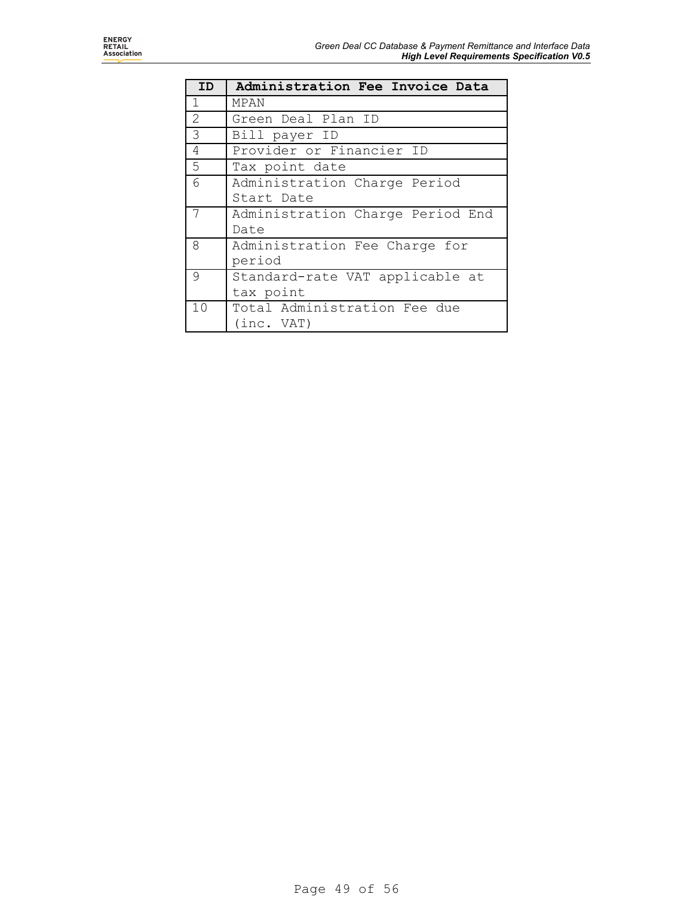| ID | Administration Fee Invoice Data |
|---|---|
| 1 | MPAN |
| 2 | Green Deal Plan ID |
| 3 | Bill payer ID |
| 4 | Provider or Financier ID |
| 5 | Tax point date |
| 6 | Administration Charge Period Start Date |
| 7 | Administration Charge Period End Date |
| 8 | Administration Fee Charge for period |
| 9 | Standard-rate VAT applicable at tax point |
| 10 | Total Administration Fee due (inc. VAT) |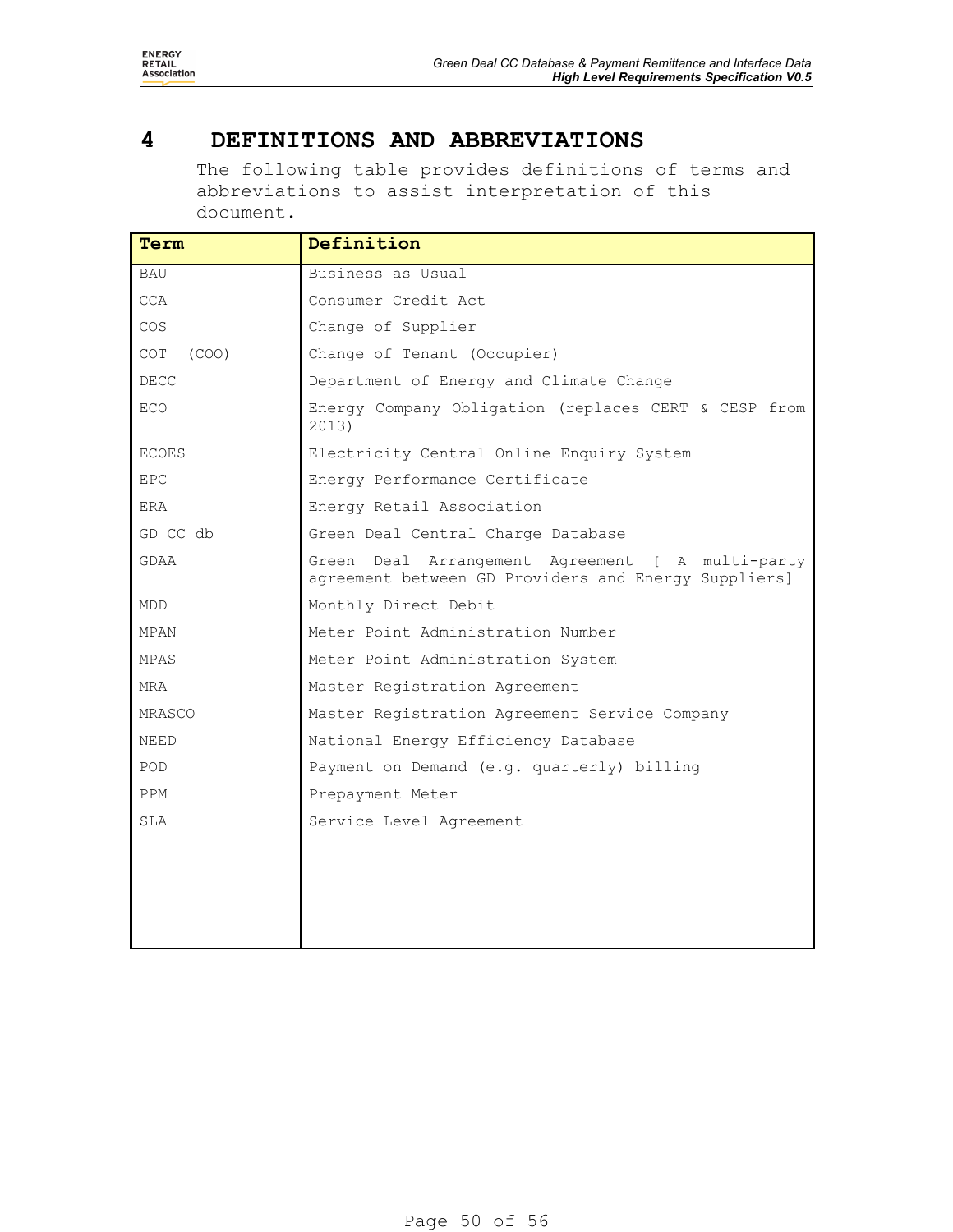# 4 DEFINITIONS AND ABBREVIATIONS

The following table provides definitions of terms and abbreviations to assist interpretation of this document.

| Term | Definition |
|---|---|
| BAU | Business as Usual |
| CCA | Consumer Credit Act |
| COS | Change of Supplier |
| COT (COO) | Change of Tenant (Occupier) |
| DECC | Department of Energy and Climate Change |
| ECO | Energy Company Obligation (replaces CERT & CESP from 2013) |
| ECOES | Electricity Central Online Enquiry System |
| EPC | Energy Performance Certificate |
| ERA | Energy Retail Association |
| GD CC db | Green Deal Central Charge Database |
| GDAA | Green Deal Arrangement Agreement [ A multi-party agreement between GD Providers and Energy Suppliers] |
| MDD | Monthly Direct Debit |
| MPAN | Meter Point Administration Number |
| MPAS | Meter Point Administration System |
| MRA | Master Registration Agreement |
| MRASCO | Master Registration Agreement Service Company |
| NEED | National Energy Efficiency Database |
| POD | Payment on Demand (e.g. quarterly) billing |
| PPM | Prepayment Meter |
| SLA | Service Level Agreement |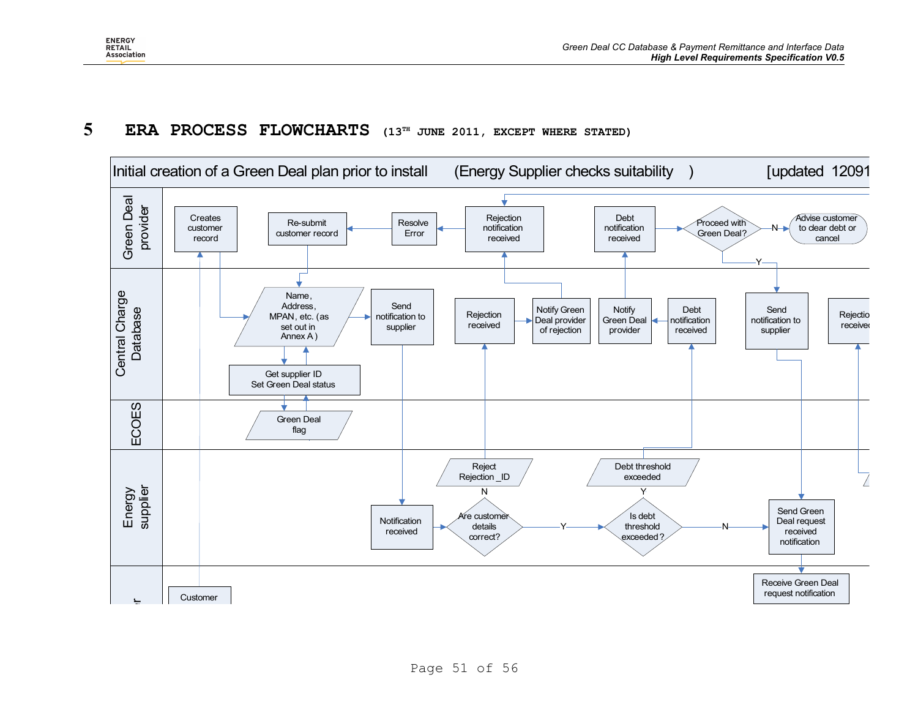# 5 ERA PROCESS FLOWCHARTS (13TH JUNE 2011, EXCEPT WHERE STATED)

Initial creation of a Green Deal plan prior to install (Energy Supplier checks suitability) [updated 12091

**Green Deal provider**

- Creates customer record
- Re-submit customer record
- Resolve Error
- Rejection notification received
- Debt notification received
- Proceed with Green Deal?
- N → Advise customer to clear debt or cancel
- Y

**Central Charge Database**

- Name, Address, MPAN, etc. (as set out in Annex A)
- Send notification to supplier
- Get supplier ID / Set Green Deal status
- Rejection received
- Notify Green Deal provider of rejection
- Notify Green Deal provider
- Debt notification received
- Send notification to supplier
- Rejectio received

**ECOES**

- Green Deal flag

**Energy supplier**

- Notification received
- Are customer details correct?
- N → Reject Rejection _ID
- Y → Is debt threshold exceeded?
- Y → Debt threshold exceeded
- N → Send Green Deal request received notification

**Customer**

- Customer
- Receive Green Deal request notification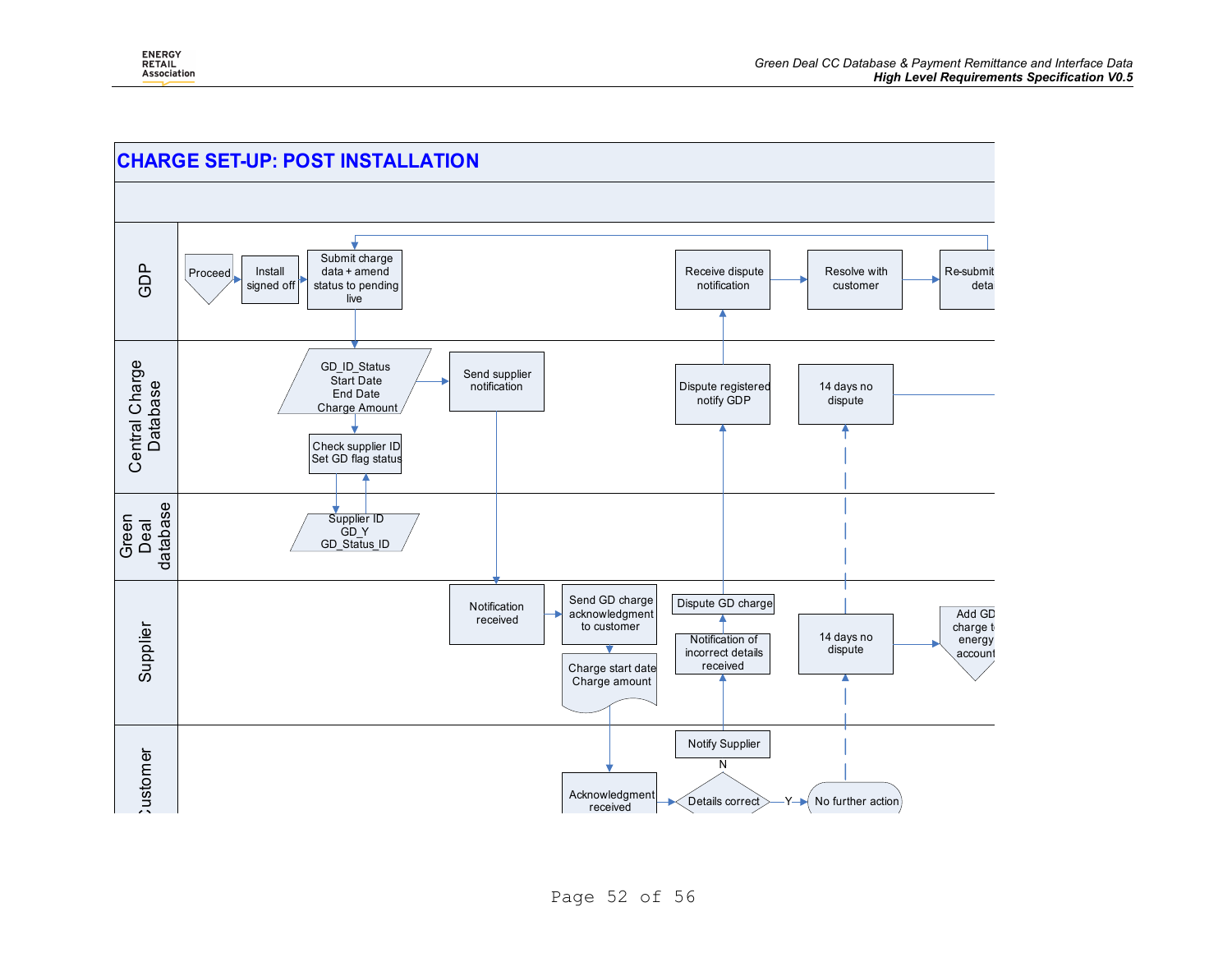## CHARGE SET-UP: POST INSTALLATION

**GDP**

- Proceed
- Install signed off
- Submit charge data + amend status to pending live
- Receive dispute notification
- Resolve with customer
- Re-submit deta

**Central Charge Database**

- GD_ID_Status / Start Date / End Date / Charge Amount
- Send supplier notification
- Check supplier ID / Set GD flag status
- Dispute registered notify GDP
- 14 days no dispute

**Green Deal database**

- Supplier ID / GD_Y / GD_Status_ID

**Supplier**

- Notification received
- Send GD charge acknowledgment to customer
- Charge start date / Charge amount
- Dispute GD charge
- Notification of incorrect details received
- 14 days no dispute
- Add GD charge t energy account

**Customer**

- Acknowledgment received
- Details correct (N → Notify Supplier; Y → No further action)
- Notify Supplier
- No further action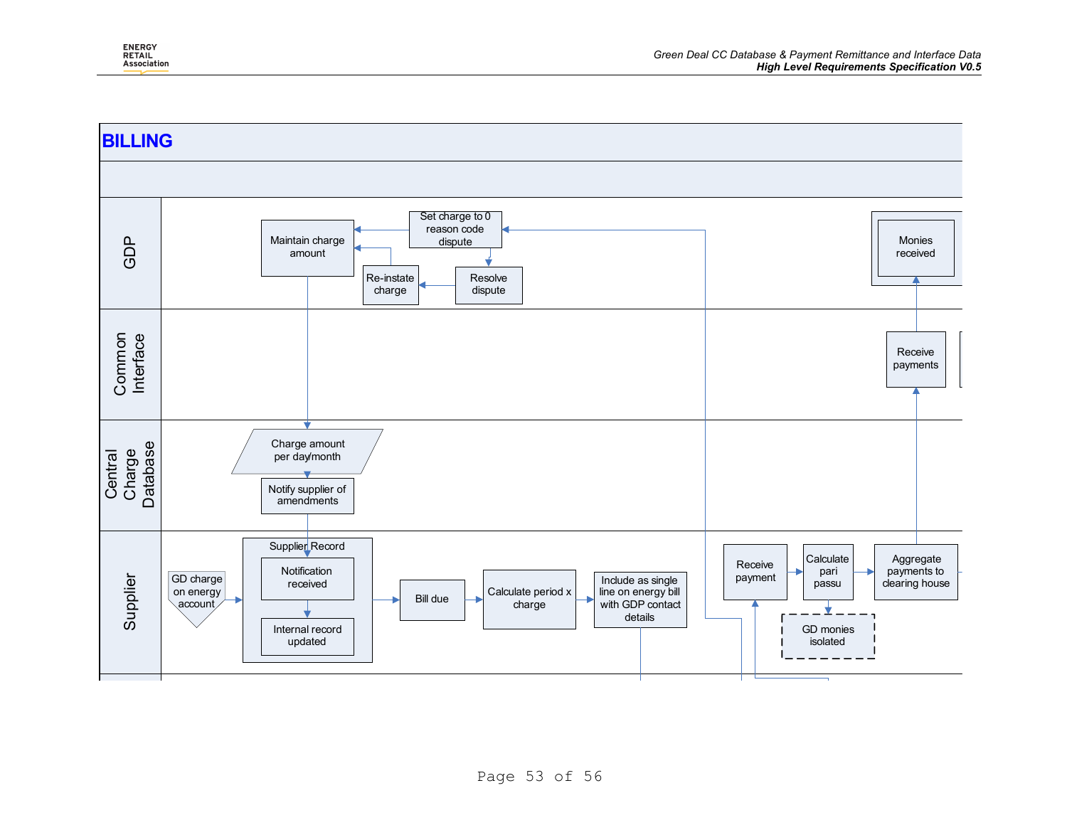# BILLING

**GDP**

- Maintain charge amount
- Set charge to 0 reason code dispute
- Re-instate charge
- Resolve dispute
- Monies received

**Common Interface**

- Receive payments

**Central Charge Database**

- Charge amount per day/month
- Notify supplier of amendments

**Supplier**

- GD charge on energy account
- Supplier Record
  - Notification received
  - Internal record updated
- Bill due
- Calculate period x charge
- Include as single line on energy bill with GDP contact details
- Receive payment
- Calculate pari passu
- GD monies isolated
- Aggregate payments to clearing house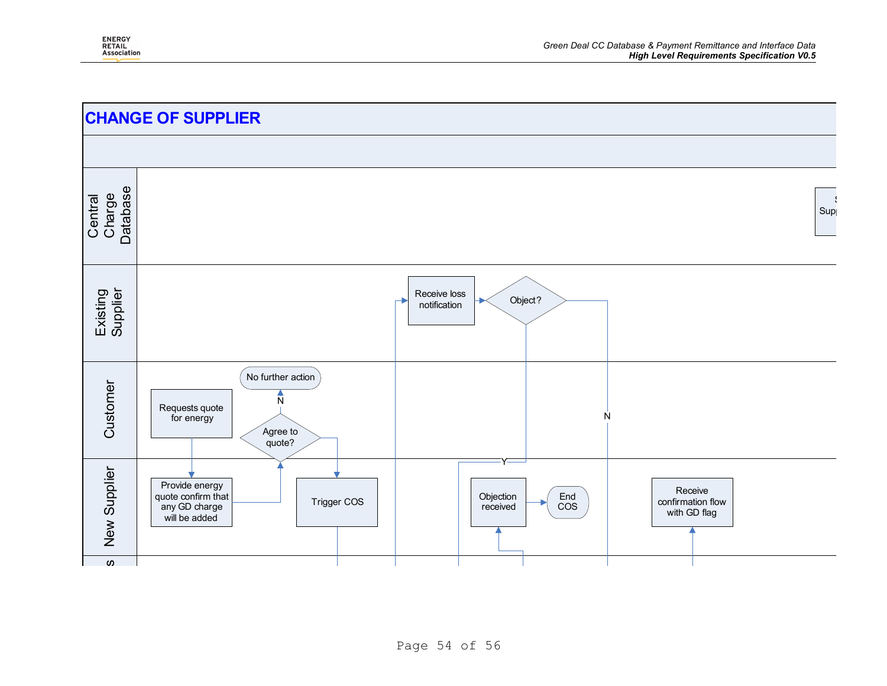# CHANGE OF SUPPLIER

**Central Charge Database**

- S… Sup… (cut off)

**Existing Supplier**

- Receive loss notification
- Object?
  - Y → Objection received (New Supplier)
  - N

**Customer**

- Requests quote for energy
- Agree to quote?
  - N → No further action
  - Y → Trigger COS (New Supplier)

**New Supplier**

- Provide energy quote confirm that any GD charge will be added
- Trigger COS
- Objection received
- End COS
- Receive confirmation flow with GD flag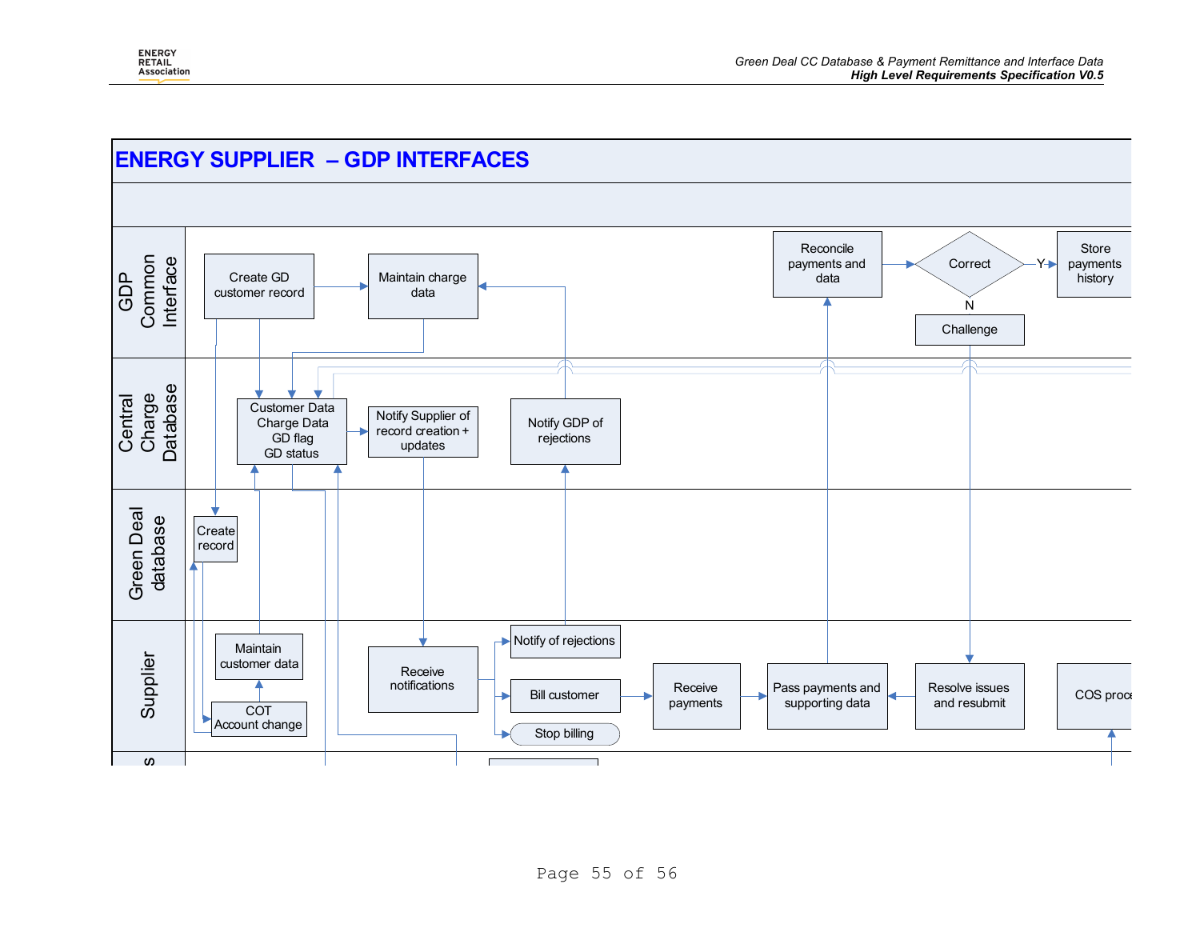# ENERGY SUPPLIER – GDP INTERFACES

**GDP Common Interface**
- Create GD customer record
- Maintain charge data
- Reconcile payments and data
- Correct (Y → Store payments history; N → Challenge)
- Store payments history
- Challenge

**Central Charge Database**
- Customer Data Charge Data GD flag GD status
- Notify Supplier of record creation + updates
- Notify GDP of rejections

**Green Deal database**
- Create record

**Supplier**
- Maintain customer data
- COT Account change
- Receive notifications
- Notify of rejections
- Bill customer
- Stop billing
- Receive payments
- Pass payments and supporting data
- Resolve issues and resubmit
- COS proc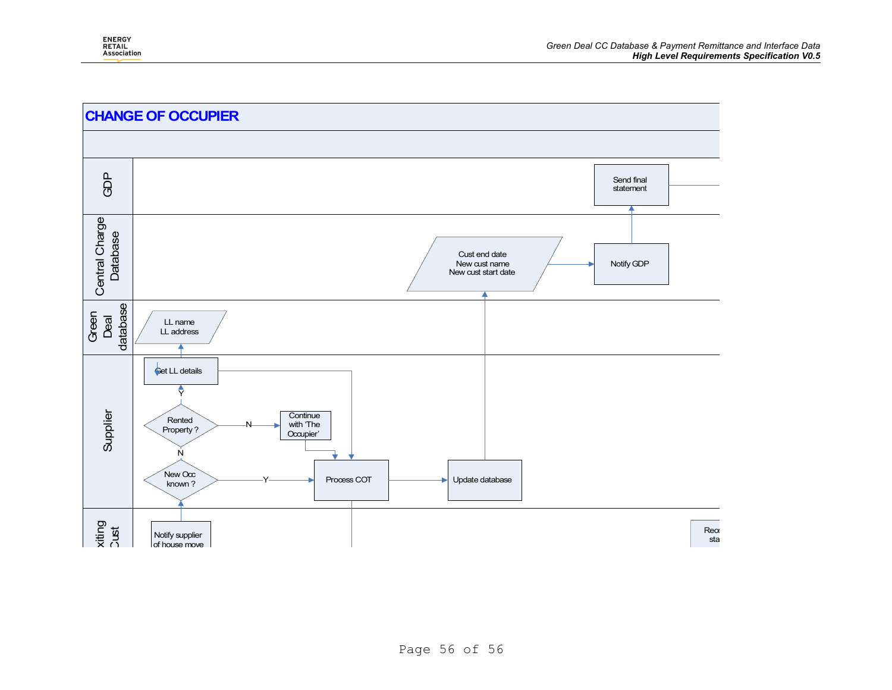# CHANGE OF OCCUPIER

GDP

Central Charge Database

Green Deal database

Supplier

xiting Cust

Send final statement

Cust end date
New cust name
New cust start date

Notify GDP

LL name
LL address

Get LL details

Y

Rented Property ?

N

Continue with 'The Occupier'

N

New Occ known ?

Y

Process COT

Update database

Notify supplier of house move

Rece sta